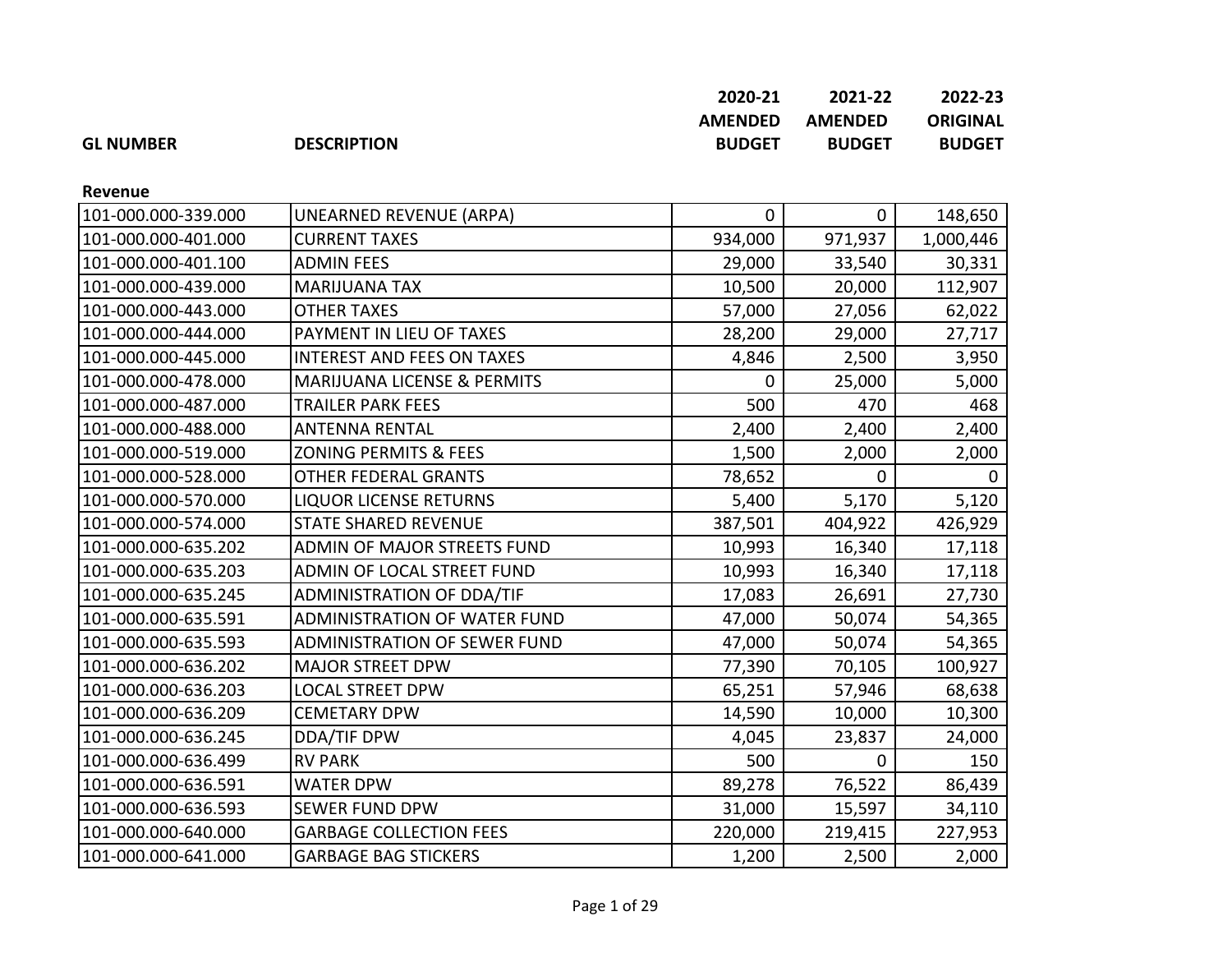| GL NUMBER | DESCRIPTION | 2020-21 AMENDED BUDGET | 2021-22 AMENDED BUDGET | 2022-23 ORIGINAL BUDGET |
|---|---|---|---|---|
| **Revenue** | | | | |
| 101-000.000-339.000 | UNEARNED REVENUE (ARPA) | 0 | 0 | 148,650 |
| 101-000.000-401.000 | CURRENT TAXES | 934,000 | 971,937 | 1,000,446 |
| 101-000.000-401.100 | ADMIN FEES | 29,000 | 33,540 | 30,331 |
| 101-000.000-439.000 | MARIJUANA TAX | 10,500 | 20,000 | 112,907 |
| 101-000.000-443.000 | OTHER TAXES | 57,000 | 27,056 | 62,022 |
| 101-000.000-444.000 | PAYMENT IN LIEU OF TAXES | 28,200 | 29,000 | 27,717 |
| 101-000.000-445.000 | INTEREST AND FEES ON TAXES | 4,846 | 2,500 | 3,950 |
| 101-000.000-478.000 | MARIJUANA LICENSE & PERMITS | 0 | 25,000 | 5,000 |
| 101-000.000-487.000 | TRAILER PARK FEES | 500 | 470 | 468 |
| 101-000.000-488.000 | ANTENNA RENTAL | 2,400 | 2,400 | 2,400 |
| 101-000.000-519.000 | ZONING PERMITS & FEES | 1,500 | 2,000 | 2,000 |
| 101-000.000-528.000 | OTHER FEDERAL GRANTS | 78,652 | 0 | 0 |
| 101-000.000-570.000 | LIQUOR LICENSE RETURNS | 5,400 | 5,170 | 5,120 |
| 101-000.000-574.000 | STATE SHARED REVENUE | 387,501 | 404,922 | 426,929 |
| 101-000.000-635.202 | ADMIN OF MAJOR STREETS FUND | 10,993 | 16,340 | 17,118 |
| 101-000.000-635.203 | ADMIN OF LOCAL STREET FUND | 10,993 | 16,340 | 17,118 |
| 101-000.000-635.245 | ADMINISTRATION OF DDA/TIF | 17,083 | 26,691 | 27,730 |
| 101-000.000-635.591 | ADMINISTRATION OF WATER FUND | 47,000 | 50,074 | 54,365 |
| 101-000.000-635.593 | ADMINISTRATION OF SEWER FUND | 47,000 | 50,074 | 54,365 |
| 101-000.000-636.202 | MAJOR STREET DPW | 77,390 | 70,105 | 100,927 |
| 101-000.000-636.203 | LOCAL STREET DPW | 65,251 | 57,946 | 68,638 |
| 101-000.000-636.209 | CEMETARY DPW | 14,590 | 10,000 | 10,300 |
| 101-000.000-636.245 | DDA/TIF DPW | 4,045 | 23,837 | 24,000 |
| 101-000.000-636.499 | RV PARK | 500 | 0 | 150 |
| 101-000.000-636.591 | WATER DPW | 89,278 | 76,522 | 86,439 |
| 101-000.000-636.593 | SEWER FUND DPW | 31,000 | 15,597 | 34,110 |
| 101-000.000-640.000 | GARBAGE COLLECTION FEES | 220,000 | 219,415 | 227,953 |
| 101-000.000-641.000 | GARBAGE BAG STICKERS | 1,200 | 2,500 | 2,000 |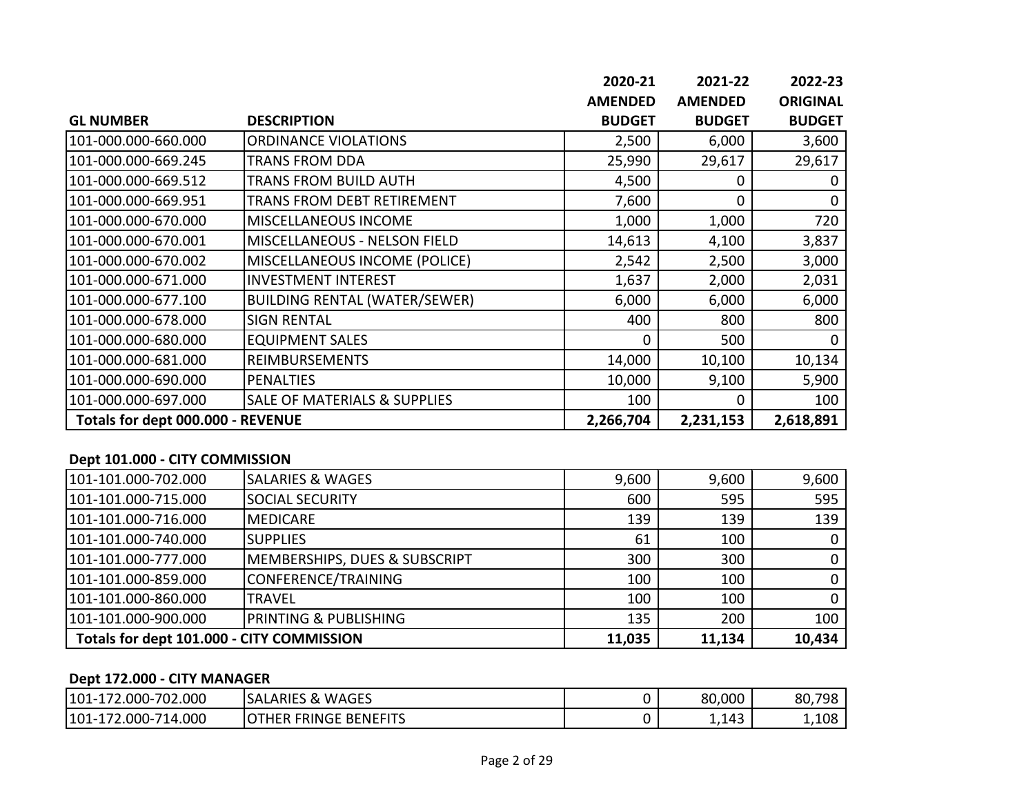| GL NUMBER | DESCRIPTION | 2020-21 AMENDED BUDGET | 2021-22 AMENDED BUDGET | 2022-23 ORIGINAL BUDGET |
|---|---|---|---|---|
| 101-000.000-660.000 | ORDINANCE VIOLATIONS | 2,500 | 6,000 | 3,600 |
| 101-000.000-669.245 | TRANS FROM DDA | 25,990 | 29,617 | 29,617 |
| 101-000.000-669.512 | TRANS FROM BUILD AUTH | 4,500 | 0 | 0 |
| 101-000.000-669.951 | TRANS FROM DEBT RETIREMENT | 7,600 | 0 | 0 |
| 101-000.000-670.000 | MISCELLANEOUS INCOME | 1,000 | 1,000 | 720 |
| 101-000.000-670.001 | MISCELLANEOUS - NELSON FIELD | 14,613 | 4,100 | 3,837 |
| 101-000.000-670.002 | MISCELLANEOUS INCOME (POLICE) | 2,542 | 2,500 | 3,000 |
| 101-000.000-671.000 | INVESTMENT INTEREST | 1,637 | 2,000 | 2,031 |
| 101-000.000-677.100 | BUILDING RENTAL (WATER/SEWER) | 6,000 | 6,000 | 6,000 |
| 101-000.000-678.000 | SIGN RENTAL | 400 | 800 | 800 |
| 101-000.000-680.000 | EQUIPMENT SALES | 0 | 500 | 0 |
| 101-000.000-681.000 | REIMBURSEMENTS | 14,000 | 10,100 | 10,134 |
| 101-000.000-690.000 | PENALTIES | 10,000 | 9,100 | 5,900 |
| 101-000.000-697.000 | SALE OF MATERIALS & SUPPLIES | 100 | 0 | 100 |
| **Totals for dept 000.000 - REVENUE** | | **2,266,704** | **2,231,153** | **2,618,891** |

**Dept 101.000 - CITY COMMISSION**

| GL NUMBER | DESCRIPTION | 2020-21 AMENDED BUDGET | 2021-22 AMENDED BUDGET | 2022-23 ORIGINAL BUDGET |
|---|---|---|---|---|
| 101-101.000-702.000 | SALARIES & WAGES | 9,600 | 9,600 | 9,600 |
| 101-101.000-715.000 | SOCIAL SECURITY | 600 | 595 | 595 |
| 101-101.000-716.000 | MEDICARE | 139 | 139 | 139 |
| 101-101.000-740.000 | SUPPLIES | 61 | 100 | 0 |
| 101-101.000-777.000 | MEMBERSHIPS, DUES & SUBSCRIPT | 300 | 300 | 0 |
| 101-101.000-859.000 | CONFERENCE/TRAINING | 100 | 100 | 0 |
| 101-101.000-860.000 | TRAVEL | 100 | 100 | 0 |
| 101-101.000-900.000 | PRINTING & PUBLISHING | 135 | 200 | 100 |
| **Totals for dept 101.000 - CITY COMMISSION** | | **11,035** | **11,134** | **10,434** |

**Dept 172.000 - CITY MANAGER**

| GL NUMBER | DESCRIPTION | 2020-21 AMENDED BUDGET | 2021-22 AMENDED BUDGET | 2022-23 ORIGINAL BUDGET |
|---|---|---|---|---|
| 101-172.000-702.000 | SALARIES & WAGES | 0 | 80,000 | 80,798 |
| 101-172.000-714.000 | OTHER FRINGE BENEFITS | 0 | 1,143 | 1,108 |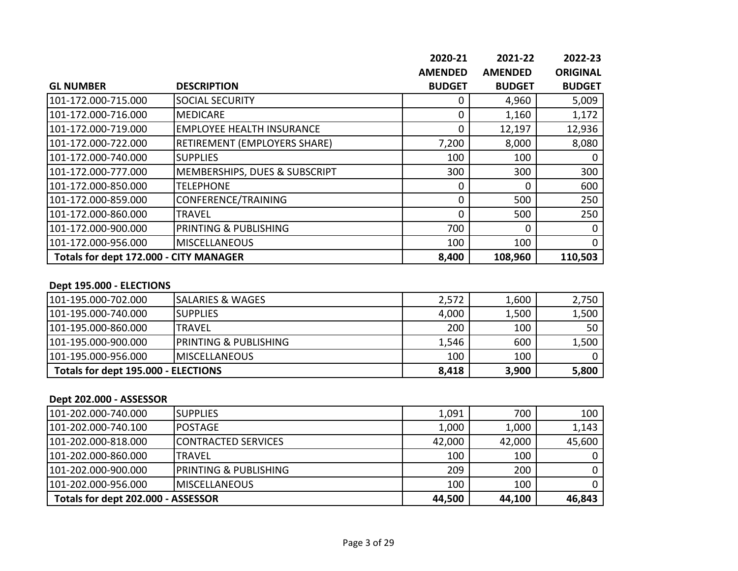| GL NUMBER | DESCRIPTION | 2020-21 AMENDED BUDGET | 2021-22 AMENDED BUDGET | 2022-23 ORIGINAL BUDGET |
|---|---|---|---|---|
| 101-172.000-715.000 | SOCIAL SECURITY | 0 | 4,960 | 5,009 |
| 101-172.000-716.000 | MEDICARE | 0 | 1,160 | 1,172 |
| 101-172.000-719.000 | EMPLOYEE HEALTH INSURANCE | 0 | 12,197 | 12,936 |
| 101-172.000-722.000 | RETIREMENT (EMPLOYERS SHARE) | 7,200 | 8,000 | 8,080 |
| 101-172.000-740.000 | SUPPLIES | 100 | 100 | 0 |
| 101-172.000-777.000 | MEMBERSHIPS, DUES & SUBSCRIPT | 300 | 300 | 300 |
| 101-172.000-850.000 | TELEPHONE | 0 | 0 | 600 |
| 101-172.000-859.000 | CONFERENCE/TRAINING | 0 | 500 | 250 |
| 101-172.000-860.000 | TRAVEL | 0 | 500 | 250 |
| 101-172.000-900.000 | PRINTING & PUBLISHING | 700 | 0 | 0 |
| 101-172.000-956.000 | MISCELLANEOUS | 100 | 100 | 0 |
| **Totals for dept 172.000 - CITY MANAGER** | | **8,400** | **108,960** | **110,503** |

**Dept 195.000 - ELECTIONS**

| GL NUMBER | DESCRIPTION | 2020-21 AMENDED BUDGET | 2021-22 AMENDED BUDGET | 2022-23 ORIGINAL BUDGET |
|---|---|---|---|---|
| 101-195.000-702.000 | SALARIES & WAGES | 2,572 | 1,600 | 2,750 |
| 101-195.000-740.000 | SUPPLIES | 4,000 | 1,500 | 1,500 |
| 101-195.000-860.000 | TRAVEL | 200 | 100 | 50 |
| 101-195.000-900.000 | PRINTING & PUBLISHING | 1,546 | 600 | 1,500 |
| 101-195.000-956.000 | MISCELLANEOUS | 100 | 100 | 0 |
| **Totals for dept 195.000 - ELECTIONS** | | **8,418** | **3,900** | **5,800** |

**Dept 202.000 - ASSESSOR**

| GL NUMBER | DESCRIPTION | 2020-21 AMENDED BUDGET | 2021-22 AMENDED BUDGET | 2022-23 ORIGINAL BUDGET |
|---|---|---|---|---|
| 101-202.000-740.000 | SUPPLIES | 1,091 | 700 | 100 |
| 101-202.000-740.100 | POSTAGE | 1,000 | 1,000 | 1,143 |
| 101-202.000-818.000 | CONTRACTED SERVICES | 42,000 | 42,000 | 45,600 |
| 101-202.000-860.000 | TRAVEL | 100 | 100 | 0 |
| 101-202.000-900.000 | PRINTING & PUBLISHING | 209 | 200 | 0 |
| 101-202.000-956.000 | MISCELLANEOUS | 100 | 100 | 0 |
| **Totals for dept 202.000 - ASSESSOR** | | **44,500** | **44,100** | **46,843** |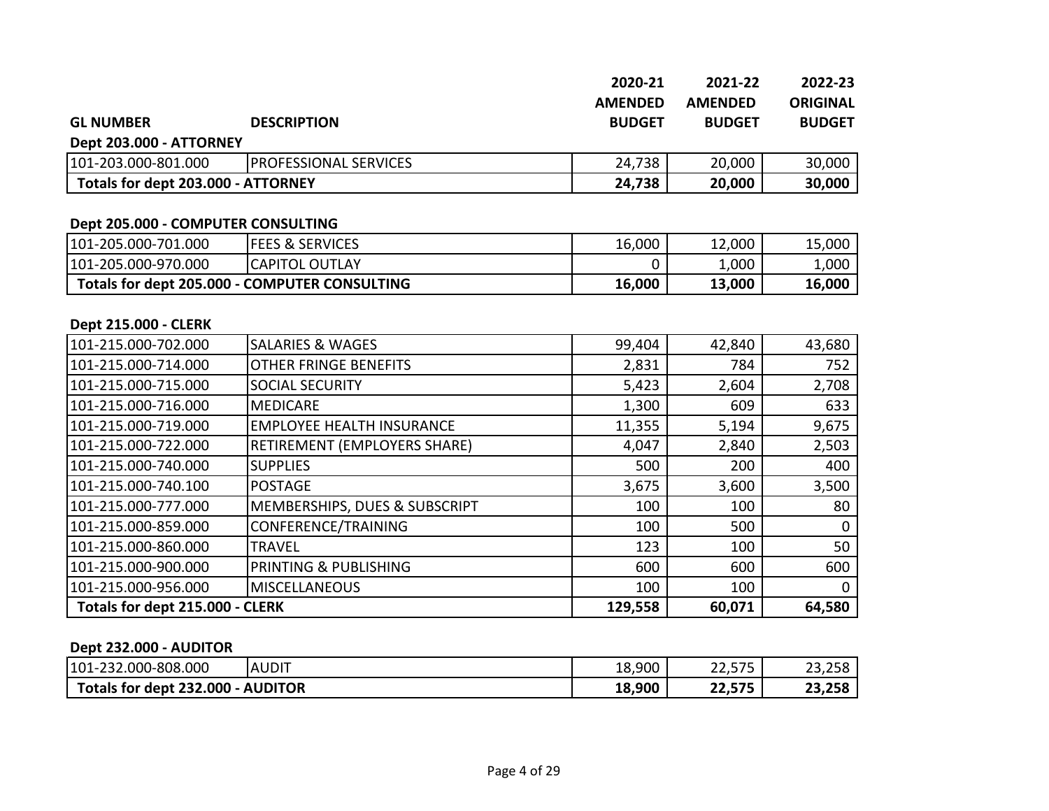| GL NUMBER | DESCRIPTION | 2020-21 AMENDED BUDGET | 2021-22 AMENDED BUDGET | 2022-23 ORIGINAL BUDGET |
|---|---|---|---|---|
| **Dept 203.000 - ATTORNEY** | | | | |
| 101-203.000-801.000 | PROFESSIONAL SERVICES | 24,738 | 20,000 | 30,000 |
| **Totals for dept 203.000 - ATTORNEY** | | **24,738** | **20,000** | **30,000** |

| GL NUMBER | DESCRIPTION | 2020-21 AMENDED BUDGET | 2021-22 AMENDED BUDGET | 2022-23 ORIGINAL BUDGET |
|---|---|---|---|---|
| **Dept 205.000 - COMPUTER CONSULTING** | | | | |
| 101-205.000-701.000 | FEES & SERVICES | 16,000 | 12,000 | 15,000 |
| 101-205.000-970.000 | CAPITOL OUTLAY | 0 | 1,000 | 1,000 |
| **Totals for dept 205.000 - COMPUTER CONSULTING** | | **16,000** | **13,000** | **16,000** |

| GL NUMBER | DESCRIPTION | 2020-21 AMENDED BUDGET | 2021-22 AMENDED BUDGET | 2022-23 ORIGINAL BUDGET |
|---|---|---|---|---|
| **Dept 215.000 - CLERK** | | | | |
| 101-215.000-702.000 | SALARIES & WAGES | 99,404 | 42,840 | 43,680 |
| 101-215.000-714.000 | OTHER FRINGE BENEFITS | 2,831 | 784 | 752 |
| 101-215.000-715.000 | SOCIAL SECURITY | 5,423 | 2,604 | 2,708 |
| 101-215.000-716.000 | MEDICARE | 1,300 | 609 | 633 |
| 101-215.000-719.000 | EMPLOYEE HEALTH INSURANCE | 11,355 | 5,194 | 9,675 |
| 101-215.000-722.000 | RETIREMENT (EMPLOYERS SHARE) | 4,047 | 2,840 | 2,503 |
| 101-215.000-740.000 | SUPPLIES | 500 | 200 | 400 |
| 101-215.000-740.100 | POSTAGE | 3,675 | 3,600 | 3,500 |
| 101-215.000-777.000 | MEMBERSHIPS, DUES & SUBSCRIPT | 100 | 100 | 80 |
| 101-215.000-859.000 | CONFERENCE/TRAINING | 100 | 500 | 0 |
| 101-215.000-860.000 | TRAVEL | 123 | 100 | 50 |
| 101-215.000-900.000 | PRINTING & PUBLISHING | 600 | 600 | 600 |
| 101-215.000-956.000 | MISCELLANEOUS | 100 | 100 | 0 |
| **Totals for dept 215.000 - CLERK** | | **129,558** | **60,071** | **64,580** |

| GL NUMBER | DESCRIPTION | 2020-21 AMENDED BUDGET | 2021-22 AMENDED BUDGET | 2022-23 ORIGINAL BUDGET |
|---|---|---|---|---|
| **Dept 232.000 - AUDITOR** | | | | |
| 101-232.000-808.000 | AUDIT | 18,900 | 22,575 | 23,258 |
| **Totals for dept 232.000 - AUDITOR** | | **18,900** | **22,575** | **23,258** |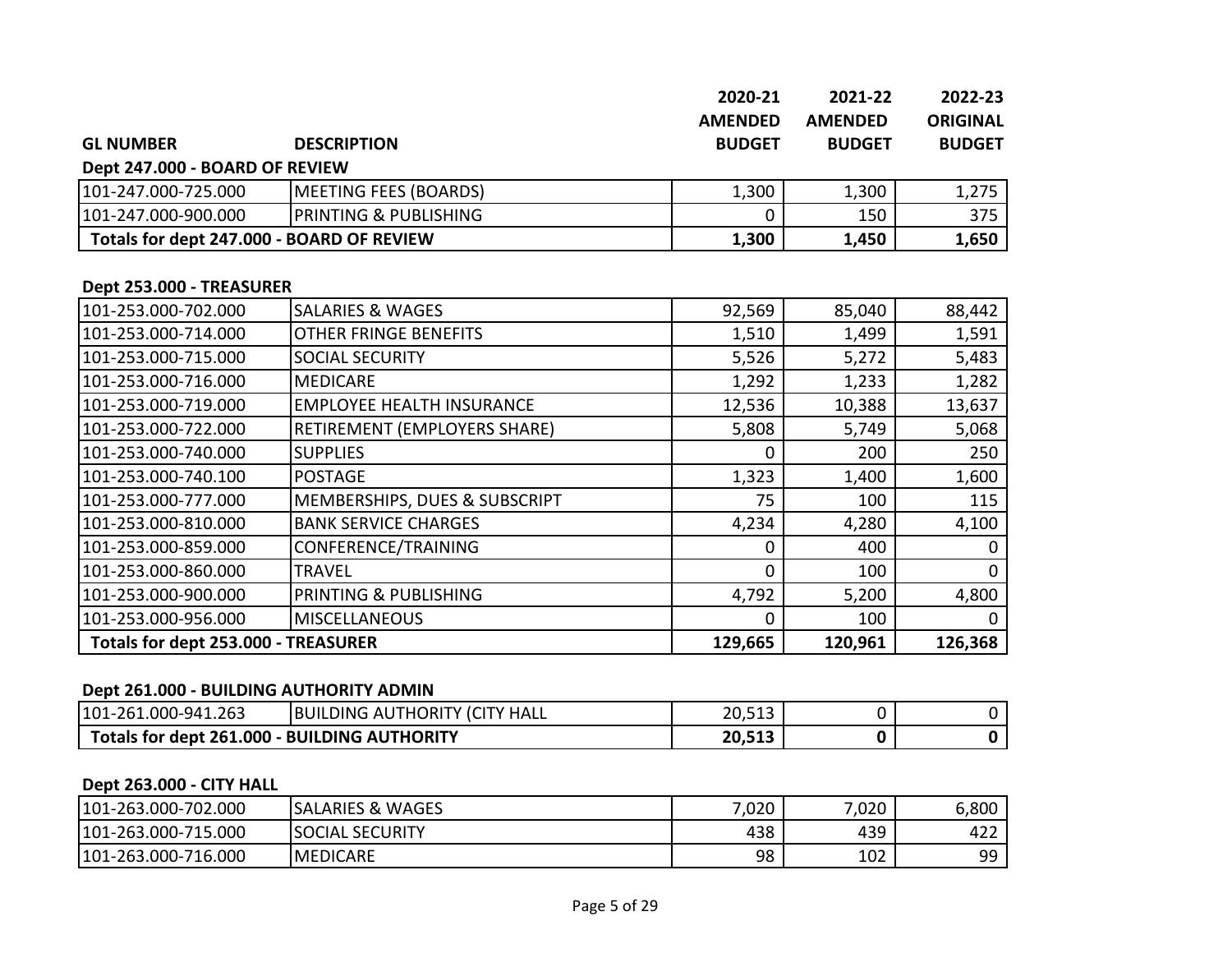| GL NUMBER | DESCRIPTION | 2020-21 AMENDED BUDGET | 2021-22 AMENDED BUDGET | 2022-23 ORIGINAL BUDGET |
|---|---|---|---|---|

**Dept 247.000 - BOARD OF REVIEW**

| GL NUMBER | DESCRIPTION | 2020-21 AMENDED BUDGET | 2021-22 AMENDED BUDGET | 2022-23 ORIGINAL BUDGET |
|---|---|---|---|---|
| 101-247.000-725.000 | MEETING FEES (BOARDS) | 1,300 | 1,300 | 1,275 |
| 101-247.000-900.000 | PRINTING & PUBLISHING | 0 | 150 | 375 |
| **Totals for dept 247.000 - BOARD OF REVIEW** | | **1,300** | **1,450** | **1,650** |

**Dept 253.000 - TREASURER**

| GL NUMBER | DESCRIPTION | 2020-21 AMENDED BUDGET | 2021-22 AMENDED BUDGET | 2022-23 ORIGINAL BUDGET |
|---|---|---|---|---|
| 101-253.000-702.000 | SALARIES & WAGES | 92,569 | 85,040 | 88,442 |
| 101-253.000-714.000 | OTHER FRINGE BENEFITS | 1,510 | 1,499 | 1,591 |
| 101-253.000-715.000 | SOCIAL SECURITY | 5,526 | 5,272 | 5,483 |
| 101-253.000-716.000 | MEDICARE | 1,292 | 1,233 | 1,282 |
| 101-253.000-719.000 | EMPLOYEE HEALTH INSURANCE | 12,536 | 10,388 | 13,637 |
| 101-253.000-722.000 | RETIREMENT (EMPLOYERS SHARE) | 5,808 | 5,749 | 5,068 |
| 101-253.000-740.000 | SUPPLIES | 0 | 200 | 250 |
| 101-253.000-740.100 | POSTAGE | 1,323 | 1,400 | 1,600 |
| 101-253.000-777.000 | MEMBERSHIPS, DUES & SUBSCRIPT | 75 | 100 | 115 |
| 101-253.000-810.000 | BANK SERVICE CHARGES | 4,234 | 4,280 | 4,100 |
| 101-253.000-859.000 | CONFERENCE/TRAINING | 0 | 400 | 0 |
| 101-253.000-860.000 | TRAVEL | 0 | 100 | 0 |
| 101-253.000-900.000 | PRINTING & PUBLISHING | 4,792 | 5,200 | 4,800 |
| 101-253.000-956.000 | MISCELLANEOUS | 0 | 100 | 0 |
| **Totals for dept 253.000 - TREASURER** | | **129,665** | **120,961** | **126,368** |

**Dept 261.000 - BUILDING AUTHORITY ADMIN**

| GL NUMBER | DESCRIPTION | 2020-21 AMENDED BUDGET | 2021-22 AMENDED BUDGET | 2022-23 ORIGINAL BUDGET |
|---|---|---|---|---|
| 101-261.000-941.263 | BUILDING AUTHORITY (CITY HALL | 20,513 | 0 | 0 |
| **Totals for dept 261.000 - BUILDING AUTHORITY** | | **20,513** | **0** | **0** |

**Dept 263.000 - CITY HALL**

| GL NUMBER | DESCRIPTION | 2020-21 AMENDED BUDGET | 2021-22 AMENDED BUDGET | 2022-23 ORIGINAL BUDGET |
|---|---|---|---|---|
| 101-263.000-702.000 | SALARIES & WAGES | 7,020 | 7,020 | 6,800 |
| 101-263.000-715.000 | SOCIAL SECURITY | 438 | 439 | 422 |
| 101-263.000-716.000 | MEDICARE | 98 | 102 | 99 |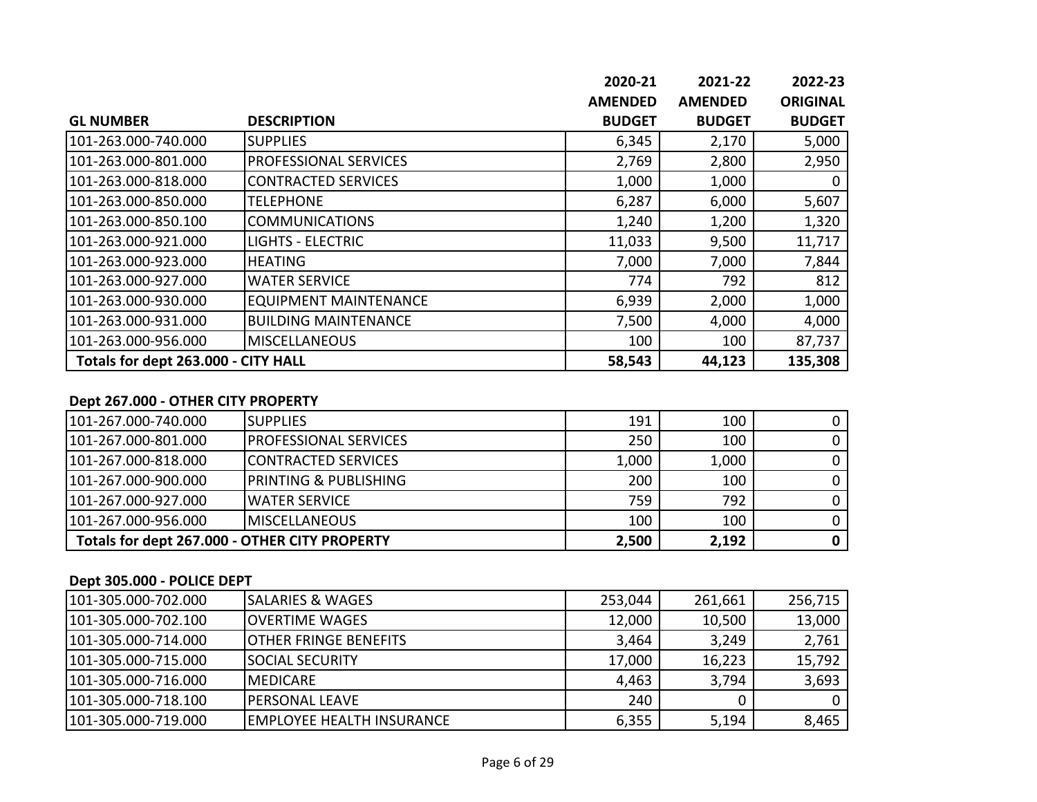| GL NUMBER | DESCRIPTION | 2020-21 AMENDED BUDGET | 2021-22 AMENDED BUDGET | 2022-23 ORIGINAL BUDGET |
|---|---|---|---|---|
| 101-263.000-740.000 | SUPPLIES | 6,345 | 2,170 | 5,000 |
| 101-263.000-801.000 | PROFESSIONAL SERVICES | 2,769 | 2,800 | 2,950 |
| 101-263.000-818.000 | CONTRACTED SERVICES | 1,000 | 1,000 | 0 |
| 101-263.000-850.000 | TELEPHONE | 6,287 | 6,000 | 5,607 |
| 101-263.000-850.100 | COMMUNICATIONS | 1,240 | 1,200 | 1,320 |
| 101-263.000-921.000 | LIGHTS - ELECTRIC | 11,033 | 9,500 | 11,717 |
| 101-263.000-923.000 | HEATING | 7,000 | 7,000 | 7,844 |
| 101-263.000-927.000 | WATER SERVICE | 774 | 792 | 812 |
| 101-263.000-930.000 | EQUIPMENT MAINTENANCE | 6,939 | 2,000 | 1,000 |
| 101-263.000-931.000 | BUILDING MAINTENANCE | 7,500 | 4,000 | 4,000 |
| 101-263.000-956.000 | MISCELLANEOUS | 100 | 100 | 87,737 |
| **Totals for dept 263.000 - CITY HALL** | | **58,543** | **44,123** | **135,308** |

**Dept 267.000 - OTHER CITY PROPERTY**

| GL NUMBER | DESCRIPTION | 2020-21 AMENDED BUDGET | 2021-22 AMENDED BUDGET | 2022-23 ORIGINAL BUDGET |
|---|---|---|---|---|
| 101-267.000-740.000 | SUPPLIES | 191 | 100 | 0 |
| 101-267.000-801.000 | PROFESSIONAL SERVICES | 250 | 100 | 0 |
| 101-267.000-818.000 | CONTRACTED SERVICES | 1,000 | 1,000 | 0 |
| 101-267.000-900.000 | PRINTING & PUBLISHING | 200 | 100 | 0 |
| 101-267.000-927.000 | WATER SERVICE | 759 | 792 | 0 |
| 101-267.000-956.000 | MISCELLANEOUS | 100 | 100 | 0 |
| **Totals for dept 267.000 - OTHER CITY PROPERTY** | | **2,500** | **2,192** | **0** |

**Dept 305.000 - POLICE DEPT**

| GL NUMBER | DESCRIPTION | 2020-21 AMENDED BUDGET | 2021-22 AMENDED BUDGET | 2022-23 ORIGINAL BUDGET |
|---|---|---|---|---|
| 101-305.000-702.000 | SALARIES & WAGES | 253,044 | 261,661 | 256,715 |
| 101-305.000-702.100 | OVERTIME WAGES | 12,000 | 10,500 | 13,000 |
| 101-305.000-714.000 | OTHER FRINGE BENEFITS | 3,464 | 3,249 | 2,761 |
| 101-305.000-715.000 | SOCIAL SECURITY | 17,000 | 16,223 | 15,792 |
| 101-305.000-716.000 | MEDICARE | 4,463 | 3,794 | 3,693 |
| 101-305.000-718.100 | PERSONAL LEAVE | 240 | 0 | 0 |
| 101-305.000-719.000 | EMPLOYEE HEALTH INSURANCE | 6,355 | 5,194 | 8,465 |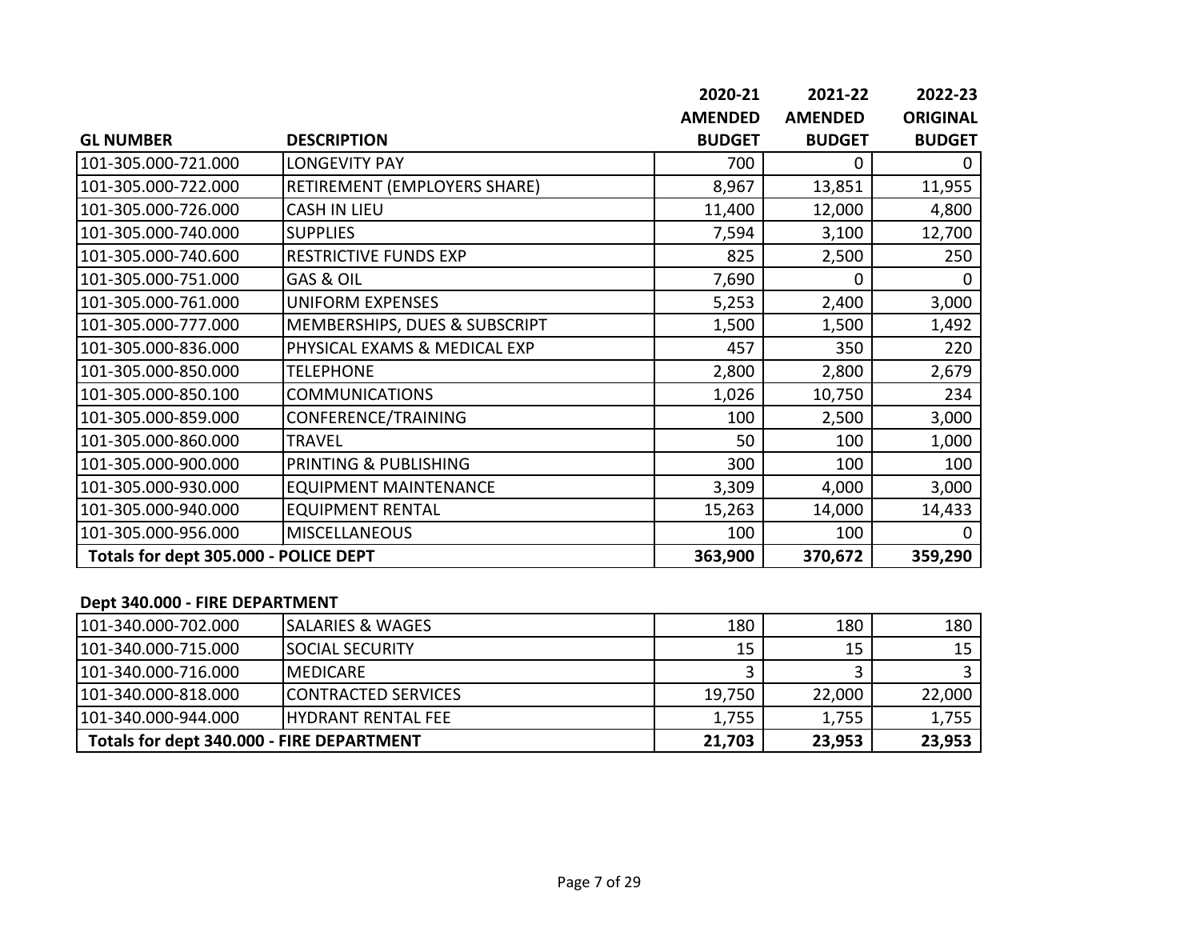| GL NUMBER | DESCRIPTION | 2020-21 AMENDED BUDGET | 2021-22 AMENDED BUDGET | 2022-23 ORIGINAL BUDGET |
|---|---|---|---|---|
| 101-305.000-721.000 | LONGEVITY PAY | 700 | 0 | 0 |
| 101-305.000-722.000 | RETIREMENT (EMPLOYERS SHARE) | 8,967 | 13,851 | 11,955 |
| 101-305.000-726.000 | CASH IN LIEU | 11,400 | 12,000 | 4,800 |
| 101-305.000-740.000 | SUPPLIES | 7,594 | 3,100 | 12,700 |
| 101-305.000-740.600 | RESTRICTIVE FUNDS EXP | 825 | 2,500 | 250 |
| 101-305.000-751.000 | GAS & OIL | 7,690 | 0 | 0 |
| 101-305.000-761.000 | UNIFORM EXPENSES | 5,253 | 2,400 | 3,000 |
| 101-305.000-777.000 | MEMBERSHIPS, DUES & SUBSCRIPT | 1,500 | 1,500 | 1,492 |
| 101-305.000-836.000 | PHYSICAL EXAMS & MEDICAL EXP | 457 | 350 | 220 |
| 101-305.000-850.000 | TELEPHONE | 2,800 | 2,800 | 2,679 |
| 101-305.000-850.100 | COMMUNICATIONS | 1,026 | 10,750 | 234 |
| 101-305.000-859.000 | CONFERENCE/TRAINING | 100 | 2,500 | 3,000 |
| 101-305.000-860.000 | TRAVEL | 50 | 100 | 1,000 |
| 101-305.000-900.000 | PRINTING & PUBLISHING | 300 | 100 | 100 |
| 101-305.000-930.000 | EQUIPMENT MAINTENANCE | 3,309 | 4,000 | 3,000 |
| 101-305.000-940.000 | EQUIPMENT RENTAL | 15,263 | 14,000 | 14,433 |
| 101-305.000-956.000 | MISCELLANEOUS | 100 | 100 | 0 |
| **Totals for dept 305.000 - POLICE DEPT** | | **363,900** | **370,672** | **359,290** |

**Dept 340.000 - FIRE DEPARTMENT**

| GL NUMBER | DESCRIPTION | 2020-21 AMENDED BUDGET | 2021-22 AMENDED BUDGET | 2022-23 ORIGINAL BUDGET |
|---|---|---|---|---|
| 101-340.000-702.000 | SALARIES & WAGES | 180 | 180 | 180 |
| 101-340.000-715.000 | SOCIAL SECURITY | 15 | 15 | 15 |
| 101-340.000-716.000 | MEDICARE | 3 | 3 | 3 |
| 101-340.000-818.000 | CONTRACTED SERVICES | 19,750 | 22,000 | 22,000 |
| 101-340.000-944.000 | HYDRANT RENTAL FEE | 1,755 | 1,755 | 1,755 |
| **Totals for dept 340.000 - FIRE DEPARTMENT** | | **21,703** | **23,953** | **23,953** |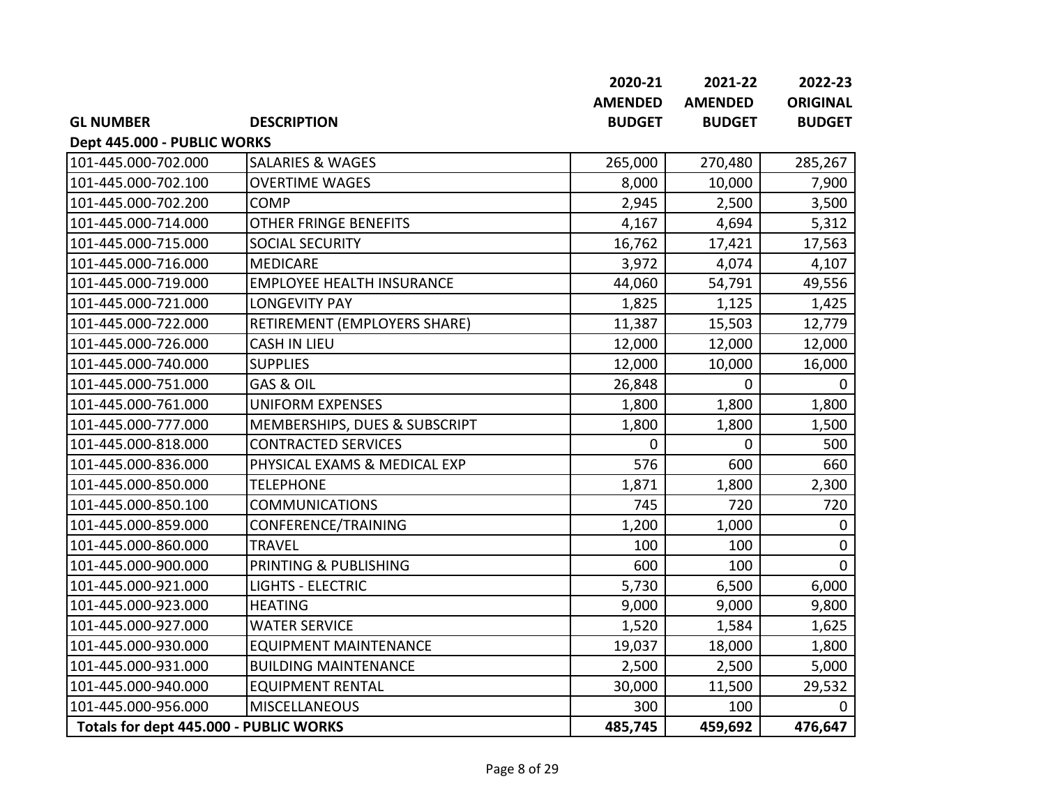| GL NUMBER | DESCRIPTION | 2020-21 AMENDED BUDGET | 2021-22 AMENDED BUDGET | 2022-23 ORIGINAL BUDGET |
|---|---|---|---|---|
| **Dept 445.000 - PUBLIC WORKS** | | | | |
| 101-445.000-702.000 | SALARIES & WAGES | 265,000 | 270,480 | 285,267 |
| 101-445.000-702.100 | OVERTIME WAGES | 8,000 | 10,000 | 7,900 |
| 101-445.000-702.200 | COMP | 2,945 | 2,500 | 3,500 |
| 101-445.000-714.000 | OTHER FRINGE BENEFITS | 4,167 | 4,694 | 5,312 |
| 101-445.000-715.000 | SOCIAL SECURITY | 16,762 | 17,421 | 17,563 |
| 101-445.000-716.000 | MEDICARE | 3,972 | 4,074 | 4,107 |
| 101-445.000-719.000 | EMPLOYEE HEALTH INSURANCE | 44,060 | 54,791 | 49,556 |
| 101-445.000-721.000 | LONGEVITY PAY | 1,825 | 1,125 | 1,425 |
| 101-445.000-722.000 | RETIREMENT (EMPLOYERS SHARE) | 11,387 | 15,503 | 12,779 |
| 101-445.000-726.000 | CASH IN LIEU | 12,000 | 12,000 | 12,000 |
| 101-445.000-740.000 | SUPPLIES | 12,000 | 10,000 | 16,000 |
| 101-445.000-751.000 | GAS & OIL | 26,848 | 0 | 0 |
| 101-445.000-761.000 | UNIFORM EXPENSES | 1,800 | 1,800 | 1,800 |
| 101-445.000-777.000 | MEMBERSHIPS, DUES & SUBSCRIPT | 1,800 | 1,800 | 1,500 |
| 101-445.000-818.000 | CONTRACTED SERVICES | 0 | 0 | 500 |
| 101-445.000-836.000 | PHYSICAL EXAMS & MEDICAL EXP | 576 | 600 | 660 |
| 101-445.000-850.000 | TELEPHONE | 1,871 | 1,800 | 2,300 |
| 101-445.000-850.100 | COMMUNICATIONS | 745 | 720 | 720 |
| 101-445.000-859.000 | CONFERENCE/TRAINING | 1,200 | 1,000 | 0 |
| 101-445.000-860.000 | TRAVEL | 100 | 100 | 0 |
| 101-445.000-900.000 | PRINTING & PUBLISHING | 600 | 100 | 0 |
| 101-445.000-921.000 | LIGHTS - ELECTRIC | 5,730 | 6,500 | 6,000 |
| 101-445.000-923.000 | HEATING | 9,000 | 9,000 | 9,800 |
| 101-445.000-927.000 | WATER SERVICE | 1,520 | 1,584 | 1,625 |
| 101-445.000-930.000 | EQUIPMENT MAINTENANCE | 19,037 | 18,000 | 1,800 |
| 101-445.000-931.000 | BUILDING MAINTENANCE | 2,500 | 2,500 | 5,000 |
| 101-445.000-940.000 | EQUIPMENT RENTAL | 30,000 | 11,500 | 29,532 |
| 101-445.000-956.000 | MISCELLANEOUS | 300 | 100 | 0 |
| **Totals for dept 445.000 - PUBLIC WORKS** | | **485,745** | **459,692** | **476,647** |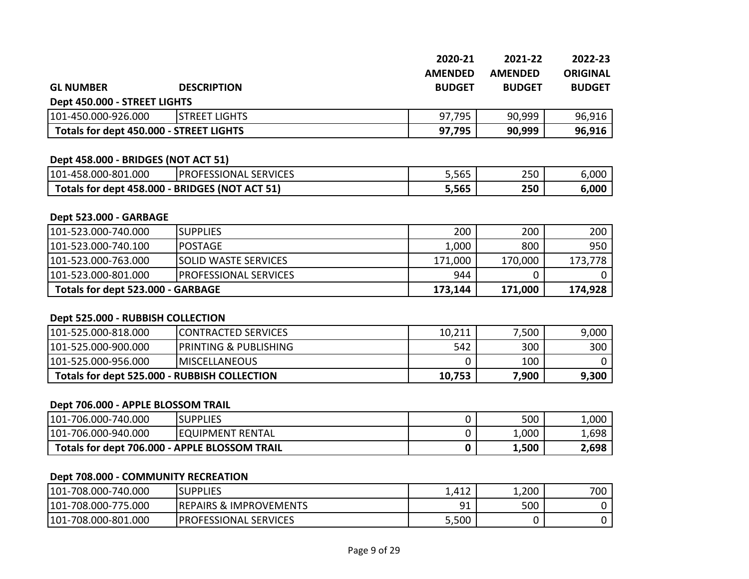| GL NUMBER | DESCRIPTION | 2020-21 AMENDED BUDGET | 2021-22 AMENDED BUDGET | 2022-23 ORIGINAL BUDGET |
|---|---|---|---|---|
| **Dept 450.000 - STREET LIGHTS** | | | | |
| 101-450.000-926.000 | STREET LIGHTS | 97,795 | 90,999 | 96,916 |
| **Totals for dept 450.000 - STREET LIGHTS** | | **97,795** | **90,999** | **96,916** |
| | | | | |
| **Dept 458.000 - BRIDGES (NOT ACT 51)** | | | | |
| 101-458.000-801.000 | PROFESSIONAL SERVICES | 5,565 | 250 | 6,000 |
| **Totals for dept 458.000 - BRIDGES (NOT ACT 51)** | | **5,565** | **250** | **6,000** |
| | | | | |
| **Dept 523.000 - GARBAGE** | | | | |
| 101-523.000-740.000 | SUPPLIES | 200 | 200 | 200 |
| 101-523.000-740.100 | POSTAGE | 1,000 | 800 | 950 |
| 101-523.000-763.000 | SOLID WASTE SERVICES | 171,000 | 170,000 | 173,778 |
| 101-523.000-801.000 | PROFESSIONAL SERVICES | 944 | 0 | 0 |
| **Totals for dept 523.000 - GARBAGE** | | **173,144** | **171,000** | **174,928** |
| | | | | |
| **Dept 525.000 - RUBBISH COLLECTION** | | | | |
| 101-525.000-818.000 | CONTRACTED SERVICES | 10,211 | 7,500 | 9,000 |
| 101-525.000-900.000 | PRINTING & PUBLISHING | 542 | 300 | 300 |
| 101-525.000-956.000 | MISCELLANEOUS | 0 | 100 | 0 |
| **Totals for dept 525.000 - RUBBISH COLLECTION** | | **10,753** | **7,900** | **9,300** |
| | | | | |
| **Dept 706.000 - APPLE BLOSSOM TRAIL** | | | | |
| 101-706.000-740.000 | SUPPLIES | 0 | 500 | 1,000 |
| 101-706.000-940.000 | EQUIPMENT RENTAL | 0 | 1,000 | 1,698 |
| **Totals for dept 706.000 - APPLE BLOSSOM TRAIL** | | **0** | **1,500** | **2,698** |
| | | | | |
| **Dept 708.000 - COMMUNITY RECREATION** | | | | |
| 101-708.000-740.000 | SUPPLIES | 1,412 | 1,200 | 700 |
| 101-708.000-775.000 | REPAIRS & IMPROVEMENTS | 91 | 500 | 0 |
| 101-708.000-801.000 | PROFESSIONAL SERVICES | 5,500 | 0 | 0 |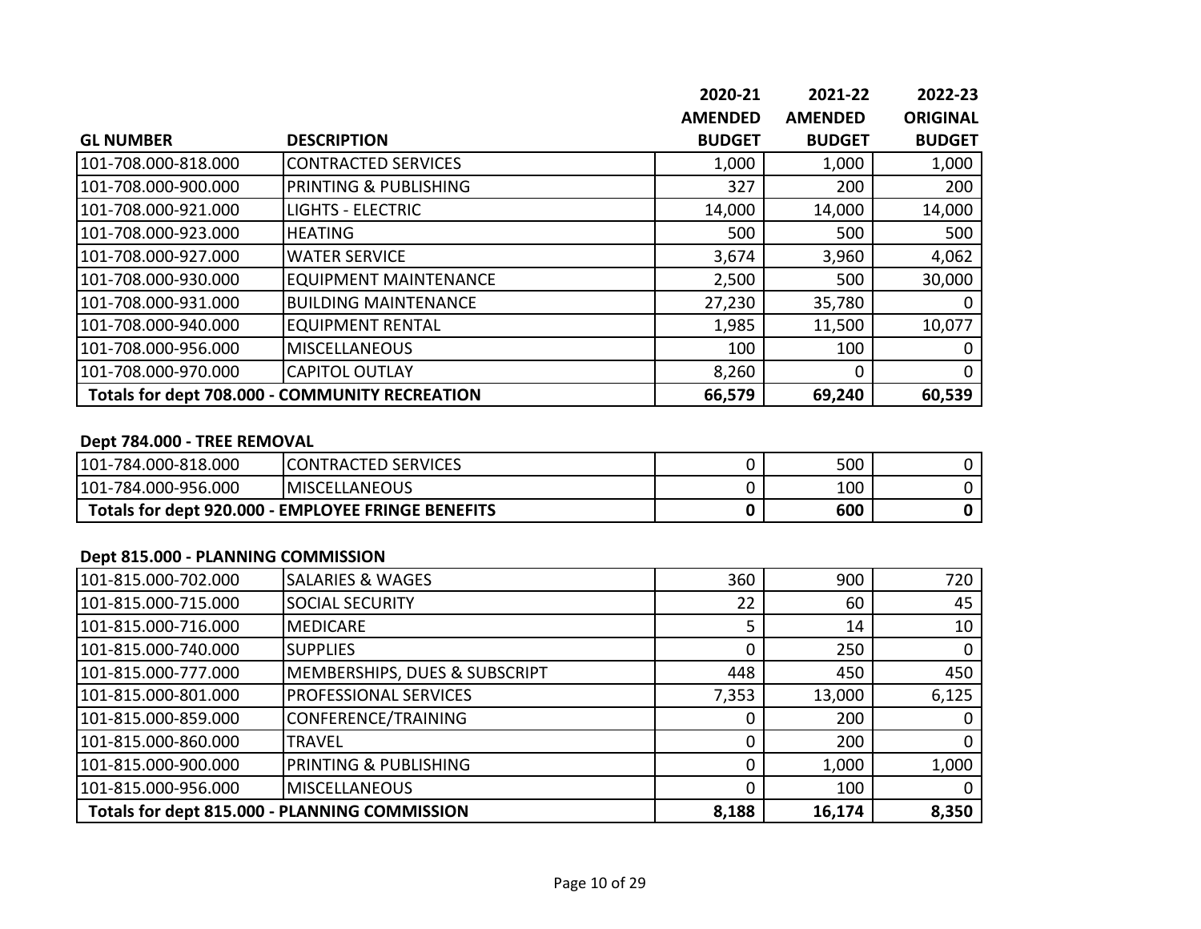| GL NUMBER | DESCRIPTION | 2020-21 AMENDED BUDGET | 2021-22 AMENDED BUDGET | 2022-23 ORIGINAL BUDGET |
|---|---|---|---|---|
| 101-708.000-818.000 | CONTRACTED SERVICES | 1,000 | 1,000 | 1,000 |
| 101-708.000-900.000 | PRINTING & PUBLISHING | 327 | 200 | 200 |
| 101-708.000-921.000 | LIGHTS - ELECTRIC | 14,000 | 14,000 | 14,000 |
| 101-708.000-923.000 | HEATING | 500 | 500 | 500 |
| 101-708.000-927.000 | WATER SERVICE | 3,674 | 3,960 | 4,062 |
| 101-708.000-930.000 | EQUIPMENT MAINTENANCE | 2,500 | 500 | 30,000 |
| 101-708.000-931.000 | BUILDING MAINTENANCE | 27,230 | 35,780 | 0 |
| 101-708.000-940.000 | EQUIPMENT RENTAL | 1,985 | 11,500 | 10,077 |
| 101-708.000-956.000 | MISCELLANEOUS | 100 | 100 | 0 |
| 101-708.000-970.000 | CAPITOL OUTLAY | 8,260 | 0 | 0 |
| **Totals for dept 708.000 - COMMUNITY RECREATION** | | **66,579** | **69,240** | **60,539** |

**Dept 784.000 - TREE REMOVAL**

| GL NUMBER | DESCRIPTION | 2020-21 AMENDED BUDGET | 2021-22 AMENDED BUDGET | 2022-23 ORIGINAL BUDGET |
|---|---|---|---|---|
| 101-784.000-818.000 | CONTRACTED SERVICES | 0 | 500 | 0 |
| 101-784.000-956.000 | MISCELLANEOUS | 0 | 100 | 0 |
| **Totals for dept 920.000 - EMPLOYEE FRINGE BENEFITS** | | **0** | **600** | **0** |

**Dept 815.000 - PLANNING COMMISSION**

| GL NUMBER | DESCRIPTION | 2020-21 AMENDED BUDGET | 2021-22 AMENDED BUDGET | 2022-23 ORIGINAL BUDGET |
|---|---|---|---|---|
| 101-815.000-702.000 | SALARIES & WAGES | 360 | 900 | 720 |
| 101-815.000-715.000 | SOCIAL SECURITY | 22 | 60 | 45 |
| 101-815.000-716.000 | MEDICARE | 5 | 14 | 10 |
| 101-815.000-740.000 | SUPPLIES | 0 | 250 | 0 |
| 101-815.000-777.000 | MEMBERSHIPS, DUES & SUBSCRIPT | 448 | 450 | 450 |
| 101-815.000-801.000 | PROFESSIONAL SERVICES | 7,353 | 13,000 | 6,125 |
| 101-815.000-859.000 | CONFERENCE/TRAINING | 0 | 200 | 0 |
| 101-815.000-860.000 | TRAVEL | 0 | 200 | 0 |
| 101-815.000-900.000 | PRINTING & PUBLISHING | 0 | 1,000 | 1,000 |
| 101-815.000-956.000 | MISCELLANEOUS | 0 | 100 | 0 |
| **Totals for dept 815.000 - PLANNING COMMISSION** | | **8,188** | **16,174** | **8,350** |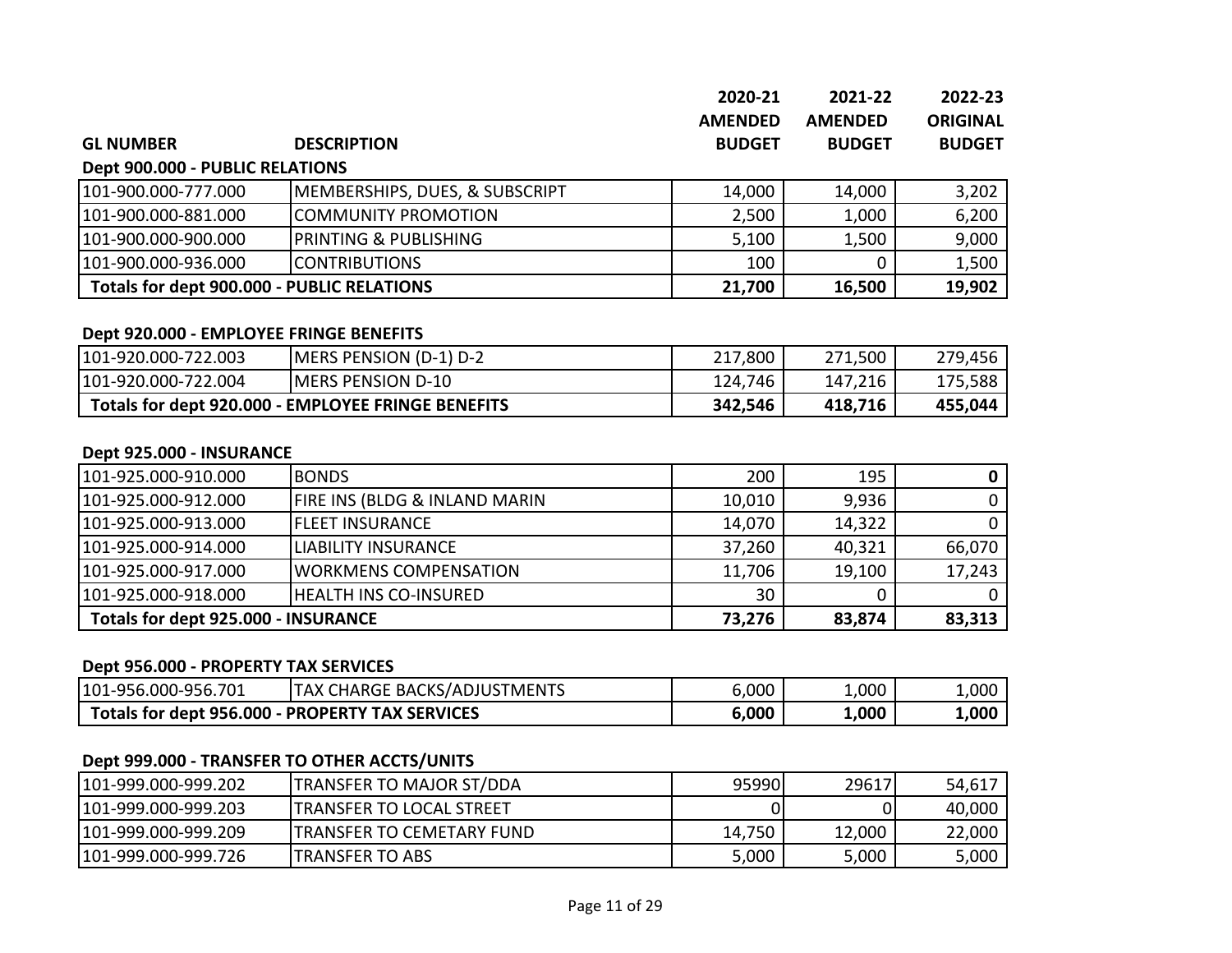| GL NUMBER | DESCRIPTION | 2020-21 AMENDED BUDGET | 2021-22 AMENDED BUDGET | 2022-23 ORIGINAL BUDGET |
|---|---|---|---|---|
| **Dept 900.000 - PUBLIC RELATIONS** | | | | |
| 101-900.000-777.000 | MEMBERSHIPS, DUES, & SUBSCRIPT | 14,000 | 14,000 | 3,202 |
| 101-900.000-881.000 | COMMUNITY PROMOTION | 2,500 | 1,000 | 6,200 |
| 101-900.000-900.000 | PRINTING & PUBLISHING | 5,100 | 1,500 | 9,000 |
| 101-900.000-936.000 | CONTRIBUTIONS | 100 | 0 | 1,500 |
| **Totals for dept 900.000 - PUBLIC RELATIONS** | | **21,700** | **16,500** | **19,902** |
| **Dept 920.000 - EMPLOYEE FRINGE BENEFITS** | | | | |
| 101-920.000-722.003 | MERS PENSION (D-1) D-2 | 217,800 | 271,500 | 279,456 |
| 101-920.000-722.004 | MERS PENSION D-10 | 124,746 | 147,216 | 175,588 |
| **Totals for dept 920.000 - EMPLOYEE FRINGE BENEFITS** | | **342,546** | **418,716** | **455,044** |
| **Dept 925.000 - INSURANCE** | | | | |
| 101-925.000-910.000 | BONDS | 200 | 195 | **0** |
| 101-925.000-912.000 | FIRE INS (BLDG & INLAND MARIN | 10,010 | 9,936 | 0 |
| 101-925.000-913.000 | FLEET INSURANCE | 14,070 | 14,322 | 0 |
| 101-925.000-914.000 | LIABILITY INSURANCE | 37,260 | 40,321 | 66,070 |
| 101-925.000-917.000 | WORKMENS COMPENSATION | 11,706 | 19,100 | 17,243 |
| 101-925.000-918.000 | HEALTH INS CO-INSURED | 30 | 0 | 0 |
| **Totals for dept 925.000 - INSURANCE** | | **73,276** | **83,874** | **83,313** |
| **Dept 956.000 - PROPERTY TAX SERVICES** | | | | |
| 101-956.000-956.701 | TAX CHARGE BACKS/ADJUSTMENTS | 6,000 | 1,000 | 1,000 |
| **Totals for dept 956.000 - PROPERTY TAX SERVICES** | | **6,000** | **1,000** | **1,000** |
| **Dept 999.000 - TRANSFER TO OTHER ACCTS/UNITS** | | | | |
| 101-999.000-999.202 | TRANSFER TO MAJOR ST/DDA | 95990 | 29617 | 54,617 |
| 101-999.000-999.203 | TRANSFER TO LOCAL STREET | 0 | 0 | 40,000 |
| 101-999.000-999.209 | TRANSFER TO CEMETARY FUND | 14,750 | 12,000 | 22,000 |
| 101-999.000-999.726 | TRANSFER TO ABS | 5,000 | 5,000 | 5,000 |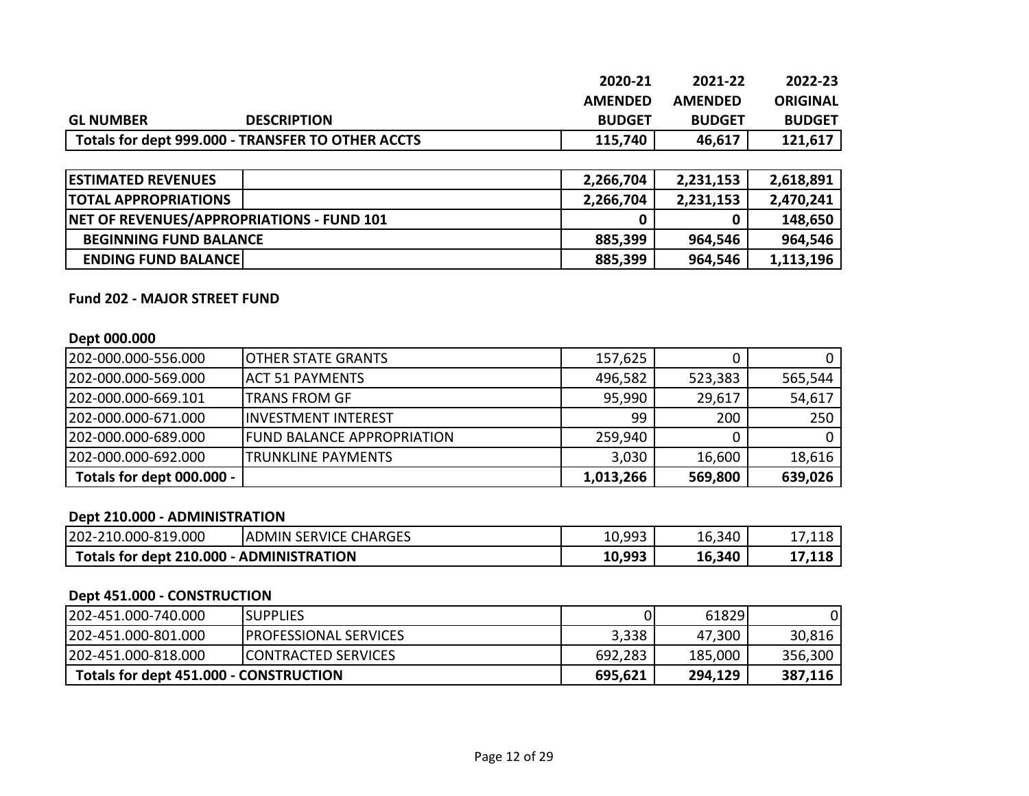| GL NUMBER | DESCRIPTION | 2020-21 AMENDED BUDGET | 2021-22 AMENDED BUDGET | 2022-23 ORIGINAL BUDGET |
|---|---|---|---|---|
| **Totals for dept 999.000 - TRANSFER TO OTHER ACCTS** | | **115,740** | **46,617** | **121,617** |

| | | | | |
|---|---|---|---|---|
| **ESTIMATED REVENUES** | | **2,266,704** | **2,231,153** | **2,618,891** |
| **TOTAL APPROPRIATIONS** | | **2,266,704** | **2,231,153** | **2,470,241** |
| **NET OF REVENUES/APPROPRIATIONS - FUND 101** | | **0** | **0** | **148,650** |
| **BEGINNING FUND BALANCE** | | **885,399** | **964,546** | **964,546** |
| **ENDING FUND BALANCE** | | **885,399** | **964,546** | **1,113,196** |

**Fund 202 - MAJOR STREET FUND**

**Dept 000.000**

| GL NUMBER | DESCRIPTION | 2020-21 AMENDED BUDGET | 2021-22 AMENDED BUDGET | 2022-23 ORIGINAL BUDGET |
|---|---|---|---|---|
| 202-000.000-556.000 | OTHER STATE GRANTS | 157,625 | 0 | 0 |
| 202-000.000-569.000 | ACT 51 PAYMENTS | 496,582 | 523,383 | 565,544 |
| 202-000.000-669.101 | TRANS FROM GF | 95,990 | 29,617 | 54,617 |
| 202-000.000-671.000 | INVESTMENT INTEREST | 99 | 200 | 250 |
| 202-000.000-689.000 | FUND BALANCE APPROPRIATION | 259,940 | 0 | 0 |
| 202-000.000-692.000 | TRUNKLINE PAYMENTS | 3,030 | 16,600 | 18,616 |
| **Totals for dept 000.000 -** | | **1,013,266** | **569,800** | **639,026** |

**Dept 210.000 - ADMINISTRATION**

| GL NUMBER | DESCRIPTION | 2020-21 AMENDED BUDGET | 2021-22 AMENDED BUDGET | 2022-23 ORIGINAL BUDGET |
|---|---|---|---|---|
| 202-210.000-819.000 | ADMIN SERVICE CHARGES | 10,993 | 16,340 | 17,118 |
| **Totals for dept 210.000 - ADMINISTRATION** | | **10,993** | **16,340** | **17,118** |

**Dept 451.000 - CONSTRUCTION**

| GL NUMBER | DESCRIPTION | 2020-21 AMENDED BUDGET | 2021-22 AMENDED BUDGET | 2022-23 ORIGINAL BUDGET |
|---|---|---|---|---|
| 202-451.000-740.000 | SUPPLIES | 0 | 61829 | 0 |
| 202-451.000-801.000 | PROFESSIONAL SERVICES | 3,338 | 47,300 | 30,816 |
| 202-451.000-818.000 | CONTRACTED SERVICES | 692,283 | 185,000 | 356,300 |
| **Totals for dept 451.000 - CONSTRUCTION** | | **695,621** | **294,129** | **387,116** |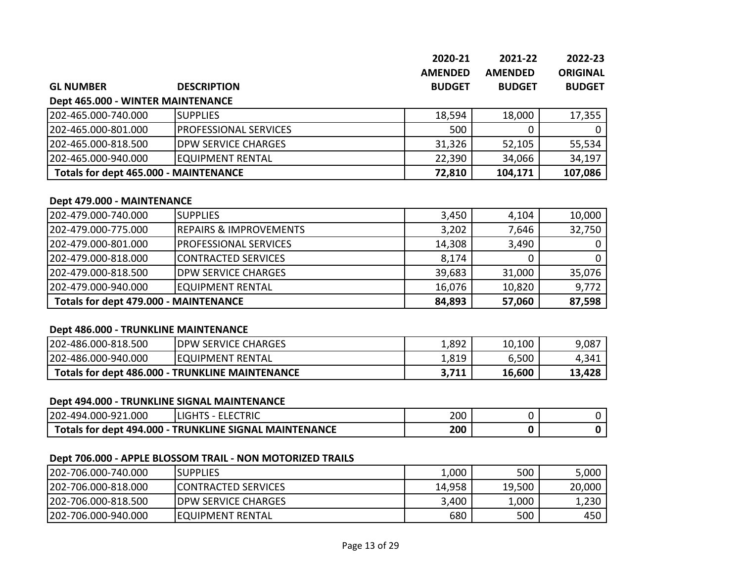| GL NUMBER | DESCRIPTION | 2020-21 AMENDED BUDGET | 2021-22 AMENDED BUDGET | 2022-23 ORIGINAL BUDGET |
|---|---|---|---|---|

**Dept 465.000 - WINTER MAINTENANCE**

| GL NUMBER | DESCRIPTION | 2020-21 AMENDED BUDGET | 2021-22 AMENDED BUDGET | 2022-23 ORIGINAL BUDGET |
|---|---|---|---|---|
| 202-465.000-740.000 | SUPPLIES | 18,594 | 18,000 | 17,355 |
| 202-465.000-801.000 | PROFESSIONAL SERVICES | 500 | 0 | 0 |
| 202-465.000-818.500 | DPW SERVICE CHARGES | 31,326 | 52,105 | 55,534 |
| 202-465.000-940.000 | EQUIPMENT RENTAL | 22,390 | 34,066 | 34,197 |
| **Totals for dept 465.000 - MAINTENANCE** | | **72,810** | **104,171** | **107,086** |

**Dept 479.000 - MAINTENANCE**

| GL NUMBER | DESCRIPTION | 2020-21 AMENDED BUDGET | 2021-22 AMENDED BUDGET | 2022-23 ORIGINAL BUDGET |
|---|---|---|---|---|
| 202-479.000-740.000 | SUPPLIES | 3,450 | 4,104 | 10,000 |
| 202-479.000-775.000 | REPAIRS & IMPROVEMENTS | 3,202 | 7,646 | 32,750 |
| 202-479.000-801.000 | PROFESSIONAL SERVICES | 14,308 | 3,490 | 0 |
| 202-479.000-818.000 | CONTRACTED SERVICES | 8,174 | 0 | 0 |
| 202-479.000-818.500 | DPW SERVICE CHARGES | 39,683 | 31,000 | 35,076 |
| 202-479.000-940.000 | EQUIPMENT RENTAL | 16,076 | 10,820 | 9,772 |
| **Totals for dept 479.000 - MAINTENANCE** | | **84,893** | **57,060** | **87,598** |

**Dept 486.000 - TRUNKLINE MAINTENANCE**

| GL NUMBER | DESCRIPTION | 2020-21 AMENDED BUDGET | 2021-22 AMENDED BUDGET | 2022-23 ORIGINAL BUDGET |
|---|---|---|---|---|
| 202-486.000-818.500 | DPW SERVICE CHARGES | 1,892 | 10,100 | 9,087 |
| 202-486.000-940.000 | EQUIPMENT RENTAL | 1,819 | 6,500 | 4,341 |
| **Totals for dept 486.000 - TRUNKLINE MAINTENANCE** | | **3,711** | **16,600** | **13,428** |

**Dept 494.000 - TRUNKLINE SIGNAL MAINTENANCE**

| GL NUMBER | DESCRIPTION | 2020-21 AMENDED BUDGET | 2021-22 AMENDED BUDGET | 2022-23 ORIGINAL BUDGET |
|---|---|---|---|---|
| 202-494.000-921.000 | LIGHTS - ELECTRIC | 200 | 0 | 0 |
| **Totals for dept 494.000 - TRUNKLINE SIGNAL MAINTENANCE** | | **200** | **0** | **0** |

**Dept 706.000 - APPLE BLOSSOM TRAIL - NON MOTORIZED TRAILS**

| GL NUMBER | DESCRIPTION | 2020-21 AMENDED BUDGET | 2021-22 AMENDED BUDGET | 2022-23 ORIGINAL BUDGET |
|---|---|---|---|---|
| 202-706.000-740.000 | SUPPLIES | 1,000 | 500 | 5,000 |
| 202-706.000-818.000 | CONTRACTED SERVICES | 14,958 | 19,500 | 20,000 |
| 202-706.000-818.500 | DPW SERVICE CHARGES | 3,400 | 1,000 | 1,230 |
| 202-706.000-940.000 | EQUIPMENT RENTAL | 680 | 500 | 450 |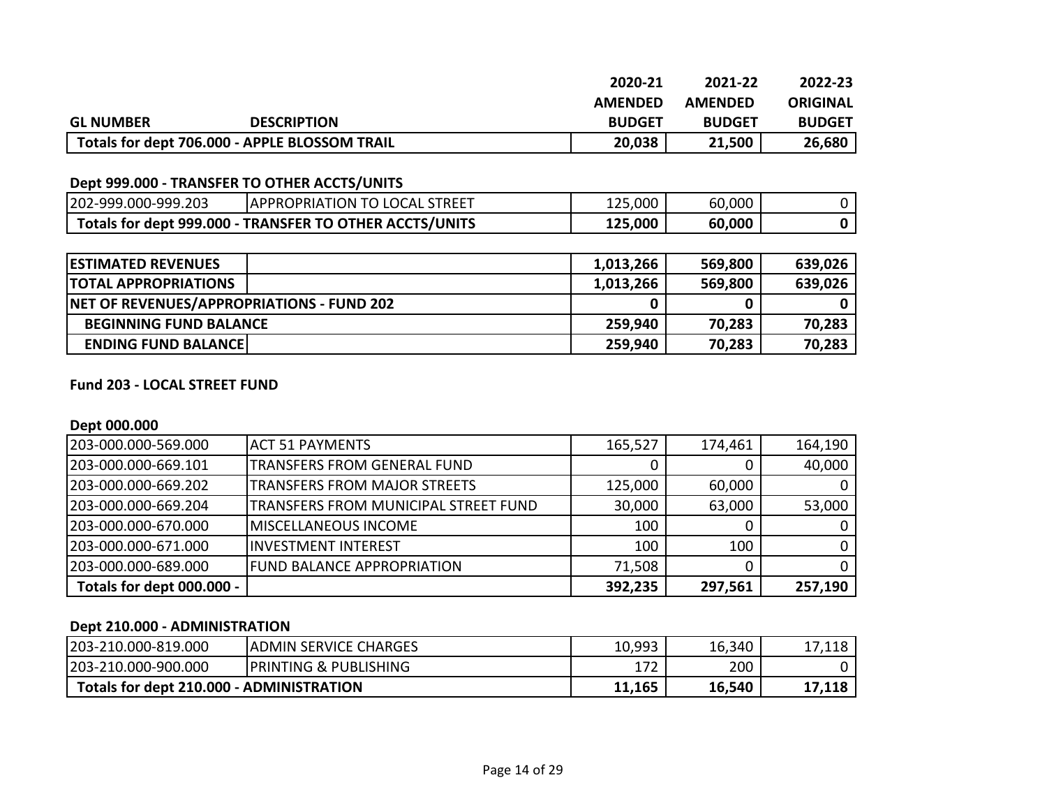| GL NUMBER | DESCRIPTION | 2020-21 AMENDED BUDGET | 2021-22 AMENDED BUDGET | 2022-23 ORIGINAL BUDGET |
|---|---|---|---|---|
| **Totals for dept 706.000 - APPLE BLOSSOM TRAIL** | | **20,038** | **21,500** | **26,680** |

### Dept 999.000 - TRANSFER TO OTHER ACCTS/UNITS

| GL NUMBER | DESCRIPTION | 2020-21 AMENDED BUDGET | 2021-22 AMENDED BUDGET | 2022-23 ORIGINAL BUDGET |
|---|---|---|---|---|
| 202-999.000-999.203 | APPROPRIATION TO LOCAL STREET | 125,000 | 60,000 | 0 |
| **Totals for dept 999.000 - TRANSFER TO OTHER ACCTS/UNITS** | | **125,000** | **60,000** | **0** |

| | | 2020-21 AMENDED BUDGET | 2021-22 AMENDED BUDGET | 2022-23 ORIGINAL BUDGET |
|---|---|---|---|---|
| **ESTIMATED REVENUES** | | **1,013,266** | **569,800** | **639,026** |
| **TOTAL APPROPRIATIONS** | | **1,013,266** | **569,800** | **639,026** |
| **NET OF REVENUES/APPROPRIATIONS - FUND 202** | | **0** | **0** | **0** |
| **BEGINNING FUND BALANCE** | | **259,940** | **70,283** | **70,283** |
| **ENDING FUND BALANCE** | | **259,940** | **70,283** | **70,283** |

## Fund 203 - LOCAL STREET FUND

### Dept 000.000

| GL NUMBER | DESCRIPTION | 2020-21 AMENDED BUDGET | 2021-22 AMENDED BUDGET | 2022-23 ORIGINAL BUDGET |
|---|---|---|---|---|
| 203-000.000-569.000 | ACT 51 PAYMENTS | 165,527 | 174,461 | 164,190 |
| 203-000.000-669.101 | TRANSFERS FROM GENERAL FUND | 0 | 0 | 40,000 |
| 203-000.000-669.202 | TRANSFERS FROM MAJOR STREETS | 125,000 | 60,000 | 0 |
| 203-000.000-669.204 | TRANSFERS FROM MUNICIPAL STREET FUND | 30,000 | 63,000 | 53,000 |
| 203-000.000-670.000 | MISCELLANEOUS INCOME | 100 | 0 | 0 |
| 203-000.000-671.000 | INVESTMENT INTEREST | 100 | 100 | 0 |
| 203-000.000-689.000 | FUND BALANCE APPROPRIATION | 71,508 | 0 | 0 |
| **Totals for dept 000.000 -** | | **392,235** | **297,561** | **257,190** |

### Dept 210.000 - ADMINISTRATION

| GL NUMBER | DESCRIPTION | 2020-21 AMENDED BUDGET | 2021-22 AMENDED BUDGET | 2022-23 ORIGINAL BUDGET |
|---|---|---|---|---|
| 203-210.000-819.000 | ADMIN SERVICE CHARGES | 10,993 | 16,340 | 17,118 |
| 203-210.000-900.000 | PRINTING & PUBLISHING | 172 | 200 | 0 |
| **Totals for dept 210.000 - ADMINISTRATION** | | **11,165** | **16,540** | **17,118** |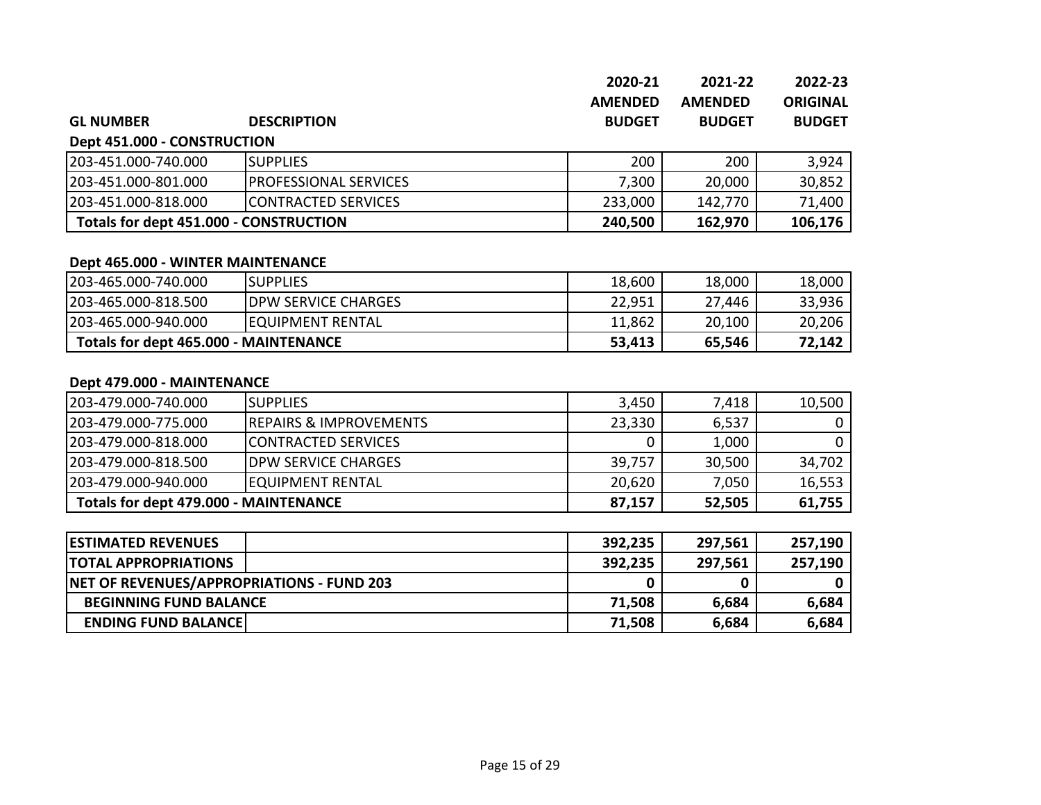| GL NUMBER | DESCRIPTION | 2020-21 AMENDED BUDGET | 2021-22 AMENDED BUDGET | 2022-23 ORIGINAL BUDGET |
|---|---|---|---|---|
| **Dept 451.000 - CONSTRUCTION** | | | | |
| 203-451.000-740.000 | SUPPLIES | 200 | 200 | 3,924 |
| 203-451.000-801.000 | PROFESSIONAL SERVICES | 7,300 | 20,000 | 30,852 |
| 203-451.000-818.000 | CONTRACTED SERVICES | 233,000 | 142,770 | 71,400 |
| **Totals for dept 451.000 - CONSTRUCTION** | | **240,500** | **162,970** | **106,176** |
| **Dept 465.000 - WINTER MAINTENANCE** | | | | |
| 203-465.000-740.000 | SUPPLIES | 18,600 | 18,000 | 18,000 |
| 203-465.000-818.500 | DPW SERVICE CHARGES | 22,951 | 27,446 | 33,936 |
| 203-465.000-940.000 | EQUIPMENT RENTAL | 11,862 | 20,100 | 20,206 |
| **Totals for dept 465.000 - MAINTENANCE** | | **53,413** | **65,546** | **72,142** |
| **Dept 479.000 - MAINTENANCE** | | | | |
| 203-479.000-740.000 | SUPPLIES | 3,450 | 7,418 | 10,500 |
| 203-479.000-775.000 | REPAIRS & IMPROVEMENTS | 23,330 | 6,537 | 0 |
| 203-479.000-818.000 | CONTRACTED SERVICES | 0 | 1,000 | 0 |
| 203-479.000-818.500 | DPW SERVICE CHARGES | 39,757 | 30,500 | 34,702 |
| 203-479.000-940.000 | EQUIPMENT RENTAL | 20,620 | 7,050 | 16,553 |
| **Totals for dept 479.000 - MAINTENANCE** | | **87,157** | **52,505** | **61,755** |

| | | 2020-21 AMENDED BUDGET | 2021-22 AMENDED BUDGET | 2022-23 ORIGINAL BUDGET |
|---|---|---|---|---|
| **ESTIMATED REVENUES** | | **392,235** | **297,561** | **257,190** |
| **TOTAL APPROPRIATIONS** | | **392,235** | **297,561** | **257,190** |
| **NET OF REVENUES/APPROPRIATIONS - FUND 203** | | **0** | **0** | **0** |
| **BEGINNING FUND BALANCE** | | **71,508** | **6,684** | **6,684** |
| **ENDING FUND BALANCE** | | **71,508** | **6,684** | **6,684** |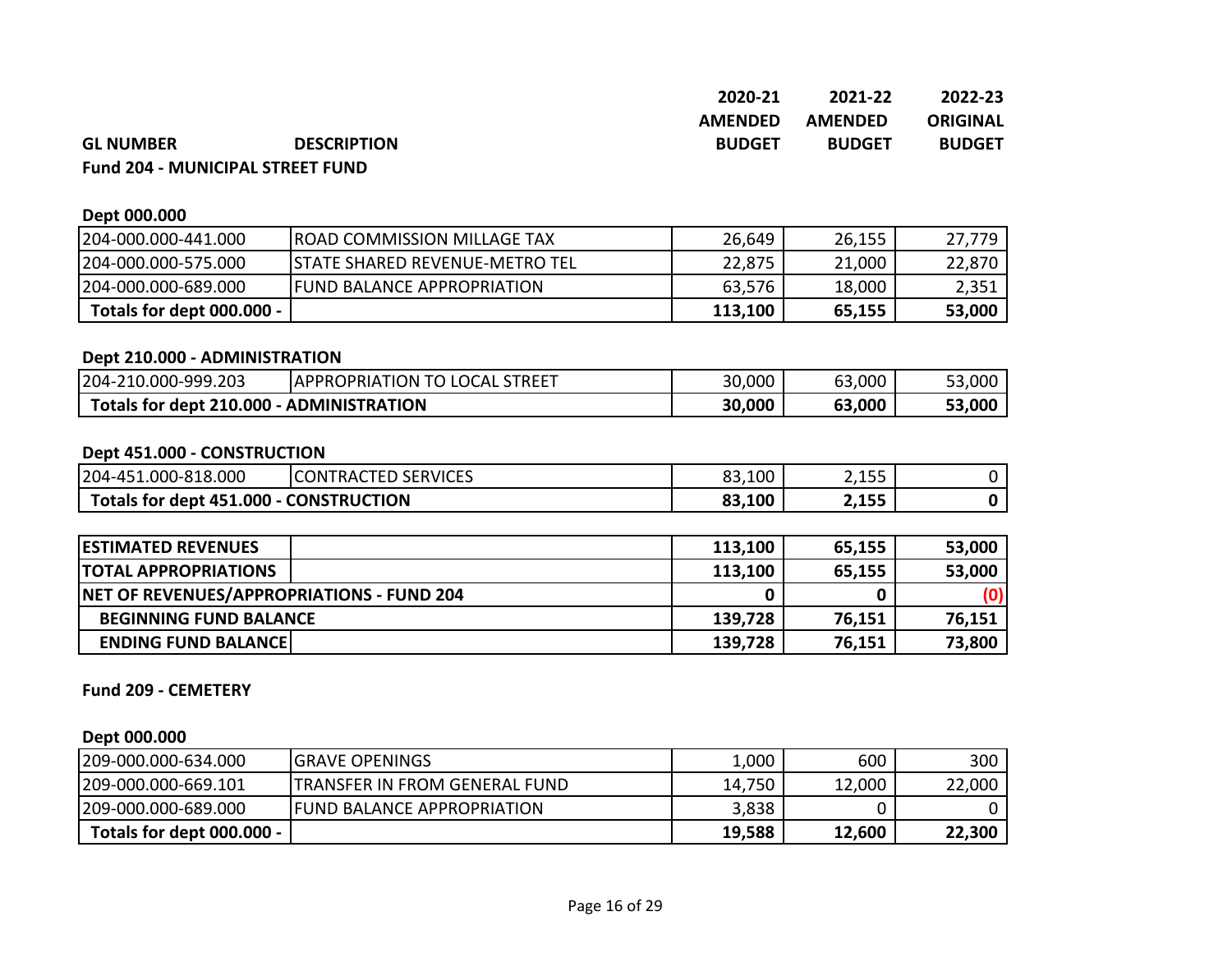| GL NUMBER | DESCRIPTION | 2020-21 AMENDED BUDGET | 2021-22 AMENDED BUDGET | 2022-23 ORIGINAL BUDGET |
|---|---|---|---|---|

**Fund 204 - MUNICIPAL STREET FUND**

**Dept 000.000**

| GL NUMBER | DESCRIPTION | 2020-21 AMENDED BUDGET | 2021-22 AMENDED BUDGET | 2022-23 ORIGINAL BUDGET |
|---|---|---|---|---|
| 204-000.000-441.000 | ROAD COMMISSION MILLAGE TAX | 26,649 | 26,155 | 27,779 |
| 204-000.000-575.000 | STATE SHARED REVENUE-METRO TEL | 22,875 | 21,000 | 22,870 |
| 204-000.000-689.000 | FUND BALANCE APPROPRIATION | 63,576 | 18,000 | 2,351 |
| **Totals for dept 000.000 -** | | **113,100** | **65,155** | **53,000** |

**Dept 210.000 - ADMINISTRATION**

| GL NUMBER | DESCRIPTION | 2020-21 AMENDED BUDGET | 2021-22 AMENDED BUDGET | 2022-23 ORIGINAL BUDGET |
|---|---|---|---|---|
| 204-210.000-999.203 | APPROPRIATION TO LOCAL STREET | 30,000 | 63,000 | 53,000 |
| **Totals for dept 210.000 - ADMINISTRATION** | | **30,000** | **63,000** | **53,000** |

**Dept 451.000 - CONSTRUCTION**

| GL NUMBER | DESCRIPTION | 2020-21 AMENDED BUDGET | 2021-22 AMENDED BUDGET | 2022-23 ORIGINAL BUDGET |
|---|---|---|---|---|
| 204-451.000-818.000 | CONTRACTED SERVICES | 83,100 | 2,155 | 0 |
| **Totals for dept 451.000 - CONSTRUCTION** | | **83,100** | **2,155** | **0** |

| | | 2020-21 AMENDED BUDGET | 2021-22 AMENDED BUDGET | 2022-23 ORIGINAL BUDGET |
|---|---|---|---|---|
| **ESTIMATED REVENUES** | | **113,100** | **65,155** | **53,000** |
| **TOTAL APPROPRIATIONS** | | **113,100** | **65,155** | **53,000** |
| **NET OF REVENUES/APPROPRIATIONS - FUND 204** | | **0** | **0** | **(0)** |
| **BEGINNING FUND BALANCE** | | **139,728** | **76,151** | **76,151** |
| **ENDING FUND BALANCE** | | **139,728** | **76,151** | **73,800** |

**Fund 209 - CEMETERY**

**Dept 000.000**

| GL NUMBER | DESCRIPTION | 2020-21 AMENDED BUDGET | 2021-22 AMENDED BUDGET | 2022-23 ORIGINAL BUDGET |
|---|---|---|---|---|
| 209-000.000-634.000 | GRAVE OPENINGS | 1,000 | 600 | 300 |
| 209-000.000-669.101 | TRANSFER IN FROM GENERAL FUND | 14,750 | 12,000 | 22,000 |
| 209-000.000-689.000 | FUND BALANCE APPROPRIATION | 3,838 | 0 | 0 |
| **Totals for dept 000.000 -** | | **19,588** | **12,600** | **22,300** |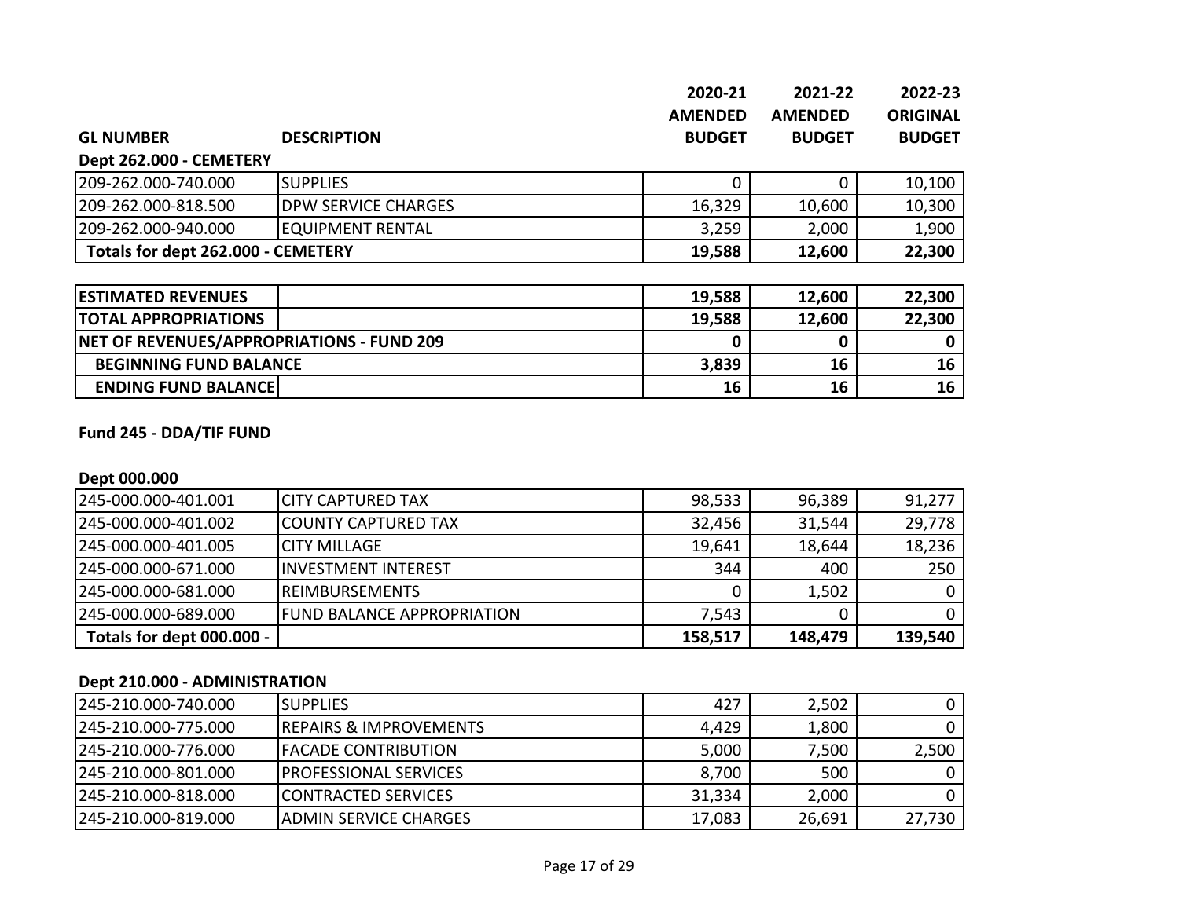| GL NUMBER | DESCRIPTION | 2020-21 AMENDED BUDGET | 2021-22 AMENDED BUDGET | 2022-23 ORIGINAL BUDGET |
|---|---|---|---|---|
| **Dept 262.000 - CEMETERY** | | | | |
| 209-262.000-740.000 | SUPPLIES | 0 | 0 | 10,100 |
| 209-262.000-818.500 | DPW SERVICE CHARGES | 16,329 | 10,600 | 10,300 |
| 209-262.000-940.000 | EQUIPMENT RENTAL | 3,259 | 2,000 | 1,900 |
| **Totals for dept 262.000 - CEMETERY** | | **19,588** | **12,600** | **22,300** |

| | | | | |
|---|---|---|---|---|
| **ESTIMATED REVENUES** | | **19,588** | **12,600** | **22,300** |
| **TOTAL APPROPRIATIONS** | | **19,588** | **12,600** | **22,300** |
| **NET OF REVENUES/APPROPRIATIONS - FUND 209** | | **0** | **0** | **0** |
| **BEGINNING FUND BALANCE** | | **3,839** | **16** | **16** |
| **ENDING FUND BALANCE** | | **16** | **16** | **16** |

**Fund 245 - DDA/TIF FUND**

**Dept 000.000**

| GL NUMBER | DESCRIPTION | 2020-21 AMENDED BUDGET | 2021-22 AMENDED BUDGET | 2022-23 ORIGINAL BUDGET |
|---|---|---|---|---|
| 245-000.000-401.001 | CITY CAPTURED TAX | 98,533 | 96,389 | 91,277 |
| 245-000.000-401.002 | COUNTY CAPTURED TAX | 32,456 | 31,544 | 29,778 |
| 245-000.000-401.005 | CITY MILLAGE | 19,641 | 18,644 | 18,236 |
| 245-000.000-671.000 | INVESTMENT INTEREST | 344 | 400 | 250 |
| 245-000.000-681.000 | REIMBURSEMENTS | 0 | 1,502 | 0 |
| 245-000.000-689.000 | FUND BALANCE APPROPRIATION | 7,543 | 0 | 0 |
| **Totals for dept 000.000 -** | | **158,517** | **148,479** | **139,540** |

**Dept 210.000 - ADMINISTRATION**

| GL NUMBER | DESCRIPTION | 2020-21 AMENDED BUDGET | 2021-22 AMENDED BUDGET | 2022-23 ORIGINAL BUDGET |
|---|---|---|---|---|
| 245-210.000-740.000 | SUPPLIES | 427 | 2,502 | 0 |
| 245-210.000-775.000 | REPAIRS & IMPROVEMENTS | 4,429 | 1,800 | 0 |
| 245-210.000-776.000 | FACADE CONTRIBUTION | 5,000 | 7,500 | 2,500 |
| 245-210.000-801.000 | PROFESSIONAL SERVICES | 8,700 | 500 | 0 |
| 245-210.000-818.000 | CONTRACTED SERVICES | 31,334 | 2,000 | 0 |
| 245-210.000-819.000 | ADMIN SERVICE CHARGES | 17,083 | 26,691 | 27,730 |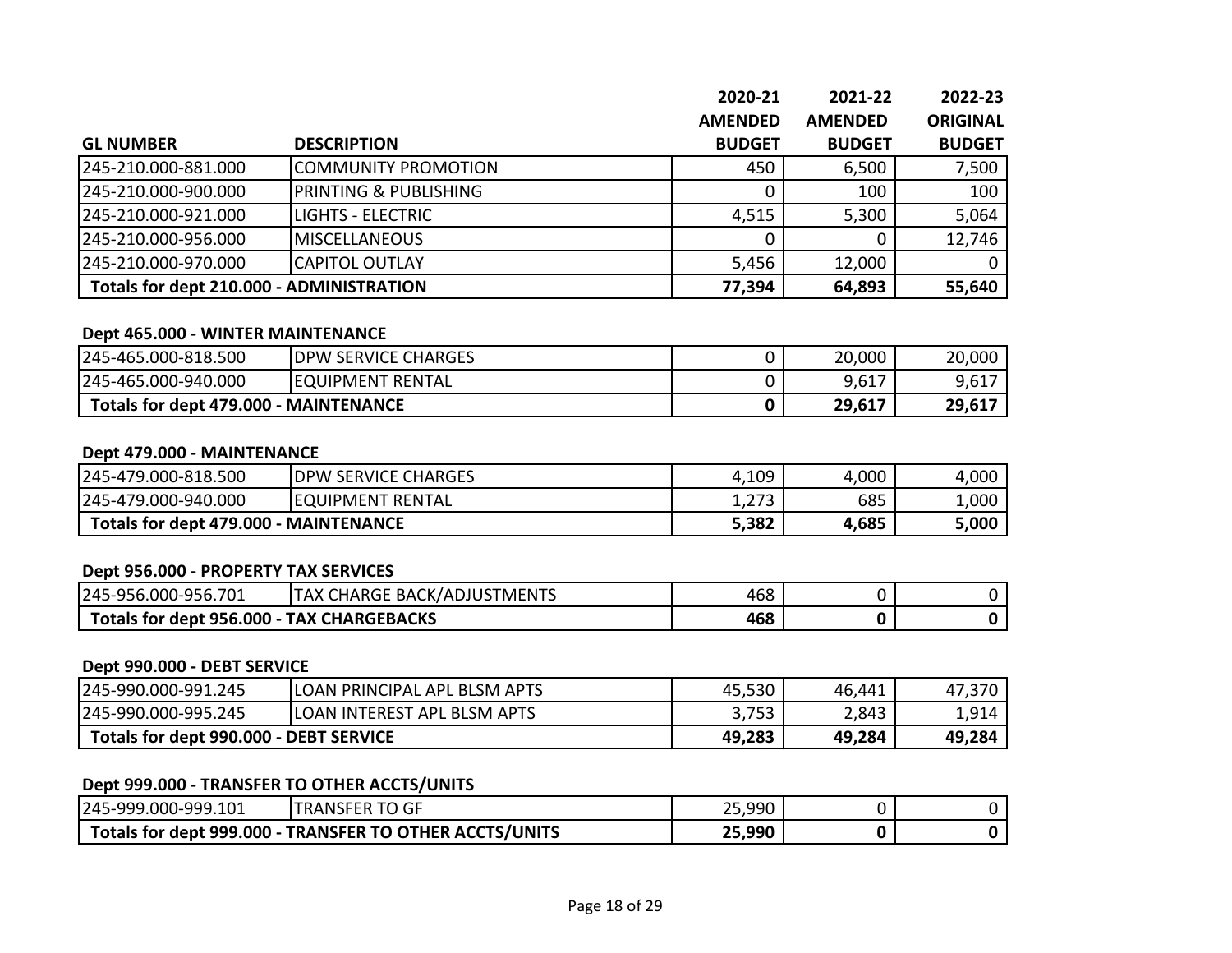| GL NUMBER | DESCRIPTION | 2020-21 AMENDED BUDGET | 2021-22 AMENDED BUDGET | 2022-23 ORIGINAL BUDGET |
|---|---|---|---|---|
| 245-210.000-881.000 | COMMUNITY PROMOTION | 450 | 6,500 | 7,500 |
| 245-210.000-900.000 | PRINTING & PUBLISHING | 0 | 100 | 100 |
| 245-210.000-921.000 | LIGHTS - ELECTRIC | 4,515 | 5,300 | 5,064 |
| 245-210.000-956.000 | MISCELLANEOUS | 0 | 0 | 12,746 |
| 245-210.000-970.000 | CAPITOL OUTLAY | 5,456 | 12,000 | 0 |
| **Totals for dept 210.000 - ADMINISTRATION** | | **77,394** | **64,893** | **55,640** |

**Dept 465.000 - WINTER MAINTENANCE**

| GL NUMBER | DESCRIPTION | 2020-21 AMENDED BUDGET | 2021-22 AMENDED BUDGET | 2022-23 ORIGINAL BUDGET |
|---|---|---|---|---|
| 245-465.000-818.500 | DPW SERVICE CHARGES | 0 | 20,000 | 20,000 |
| 245-465.000-940.000 | EQUIPMENT RENTAL | 0 | 9,617 | 9,617 |
| **Totals for dept 479.000 - MAINTENANCE** | | **0** | **29,617** | **29,617** |

**Dept 479.000 - MAINTENANCE**

| GL NUMBER | DESCRIPTION | 2020-21 AMENDED BUDGET | 2021-22 AMENDED BUDGET | 2022-23 ORIGINAL BUDGET |
|---|---|---|---|---|
| 245-479.000-818.500 | DPW SERVICE CHARGES | 4,109 | 4,000 | 4,000 |
| 245-479.000-940.000 | EQUIPMENT RENTAL | 1,273 | 685 | 1,000 |
| **Totals for dept 479.000 - MAINTENANCE** | | **5,382** | **4,685** | **5,000** |

**Dept 956.000 - PROPERTY TAX SERVICES**

| GL NUMBER | DESCRIPTION | 2020-21 AMENDED BUDGET | 2021-22 AMENDED BUDGET | 2022-23 ORIGINAL BUDGET |
|---|---|---|---|---|
| 245-956.000-956.701 | TAX CHARGE BACK/ADJUSTMENTS | 468 | 0 | 0 |
| **Totals for dept 956.000 - TAX CHARGEBACKS** | | **468** | **0** | **0** |

**Dept 990.000 - DEBT SERVICE**

| GL NUMBER | DESCRIPTION | 2020-21 AMENDED BUDGET | 2021-22 AMENDED BUDGET | 2022-23 ORIGINAL BUDGET |
|---|---|---|---|---|
| 245-990.000-991.245 | LOAN PRINCIPAL APL BLSM APTS | 45,530 | 46,441 | 47,370 |
| 245-990.000-995.245 | LOAN INTEREST APL BLSM APTS | 3,753 | 2,843 | 1,914 |
| **Totals for dept 990.000 - DEBT SERVICE** | | **49,283** | **49,284** | **49,284** |

**Dept 999.000 - TRANSFER TO OTHER ACCTS/UNITS**

| GL NUMBER | DESCRIPTION | 2020-21 AMENDED BUDGET | 2021-22 AMENDED BUDGET | 2022-23 ORIGINAL BUDGET |
|---|---|---|---|---|
| 245-999.000-999.101 | TRANSFER TO GF | 25,990 | 0 | 0 |
| **Totals for dept 999.000 - TRANSFER TO OTHER ACCTS/UNITS** | | **25,990** | **0** | **0** |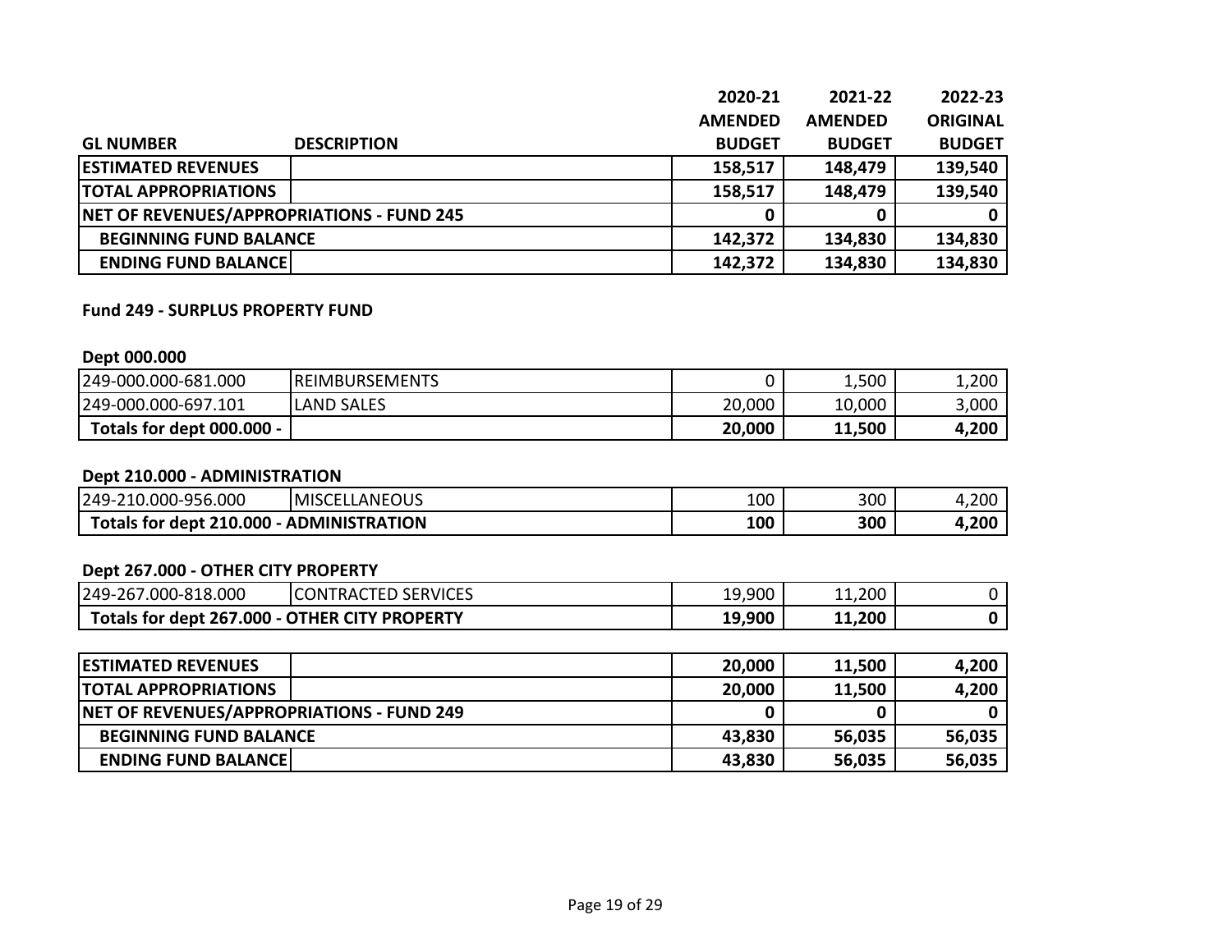| GL NUMBER | DESCRIPTION | 2020-21 AMENDED BUDGET | 2021-22 AMENDED BUDGET | 2022-23 ORIGINAL BUDGET |
|---|---|---|---|---|
| **ESTIMATED REVENUES** | | **158,517** | **148,479** | **139,540** |
| **TOTAL APPROPRIATIONS** | | **158,517** | **148,479** | **139,540** |
| **NET OF REVENUES/APPROPRIATIONS - FUND 245** | | **0** | **0** | **0** |
| **BEGINNING FUND BALANCE** | | **142,372** | **134,830** | **134,830** |
| **ENDING FUND BALANCE** | | **142,372** | **134,830** | **134,830** |

**Fund 249 - SURPLUS PROPERTY FUND**

**Dept 000.000**

| GL NUMBER | DESCRIPTION | 2020-21 AMENDED BUDGET | 2021-22 AMENDED BUDGET | 2022-23 ORIGINAL BUDGET |
|---|---|---|---|---|
| 249-000.000-681.000 | REIMBURSEMENTS | 0 | 1,500 | 1,200 |
| 249-000.000-697.101 | LAND SALES | 20,000 | 10,000 | 3,000 |
| **Totals for dept 000.000 -** | | **20,000** | **11,500** | **4,200** |

**Dept 210.000 - ADMINISTRATION**

| GL NUMBER | DESCRIPTION | 2020-21 AMENDED BUDGET | 2021-22 AMENDED BUDGET | 2022-23 ORIGINAL BUDGET |
|---|---|---|---|---|
| 249-210.000-956.000 | MISCELLANEOUS | 100 | 300 | 4,200 |
| **Totals for dept 210.000 - ADMINISTRATION** | | **100** | **300** | **4,200** |

**Dept 267.000 - OTHER CITY PROPERTY**

| GL NUMBER | DESCRIPTION | 2020-21 AMENDED BUDGET | 2021-22 AMENDED BUDGET | 2022-23 ORIGINAL BUDGET |
|---|---|---|---|---|
| 249-267.000-818.000 | CONTRACTED SERVICES | 19,900 | 11,200 | 0 |
| **Totals for dept 267.000 - OTHER CITY PROPERTY** | | **19,900** | **11,200** | **0** |

| | | 2020-21 AMENDED BUDGET | 2021-22 AMENDED BUDGET | 2022-23 ORIGINAL BUDGET |
|---|---|---|---|---|
| **ESTIMATED REVENUES** | | **20,000** | **11,500** | **4,200** |
| **TOTAL APPROPRIATIONS** | | **20,000** | **11,500** | **4,200** |
| **NET OF REVENUES/APPROPRIATIONS - FUND 249** | | **0** | **0** | **0** |
| **BEGINNING FUND BALANCE** | | **43,830** | **56,035** | **56,035** |
| **ENDING FUND BALANCE** | | **43,830** | **56,035** | **56,035** |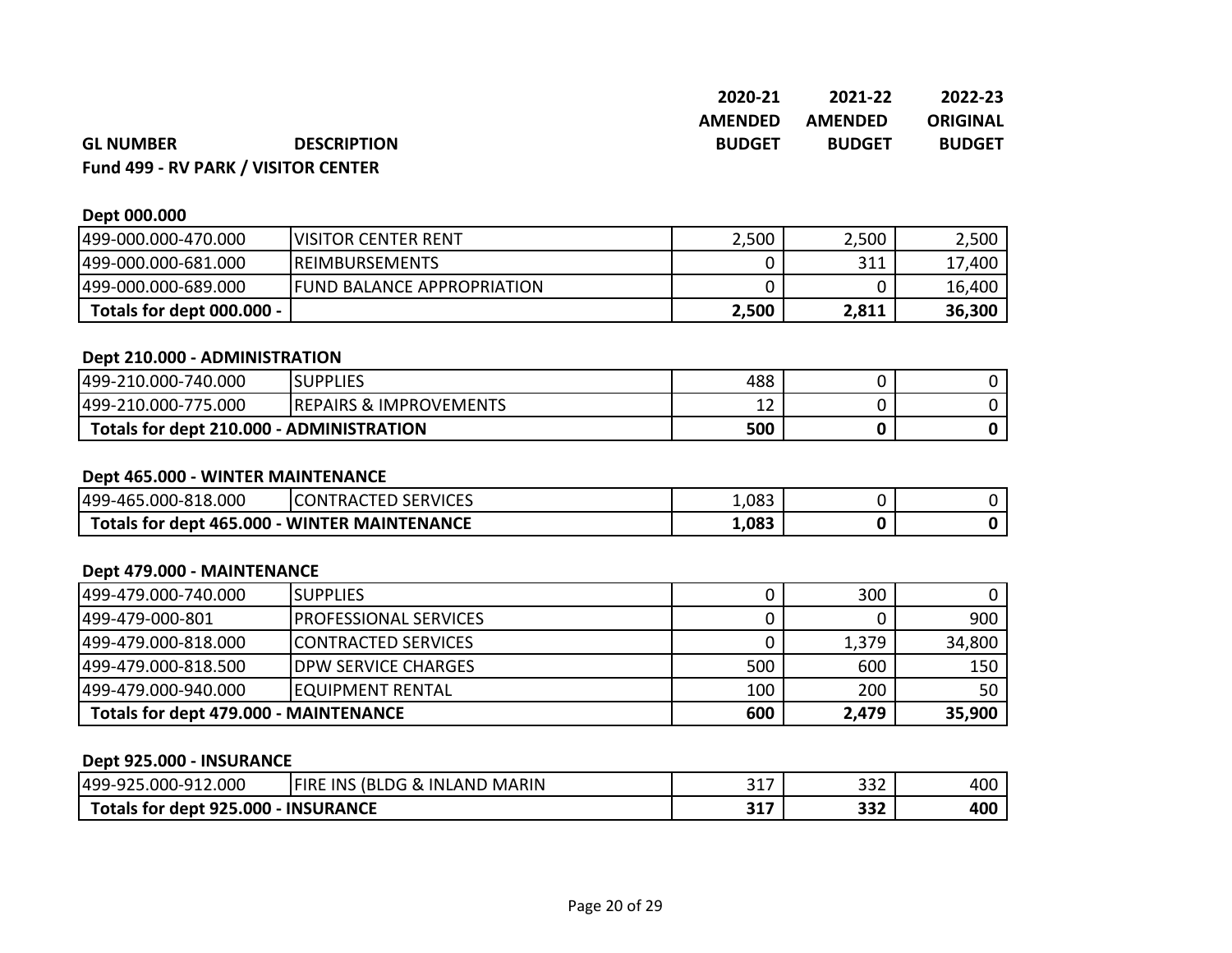| GL NUMBER | DESCRIPTION | 2020-21 AMENDED BUDGET | 2021-22 AMENDED BUDGET | 2022-23 ORIGINAL BUDGET |
|---|---|---|---|---|

**Fund 499 - RV PARK / VISITOR CENTER**

**Dept 000.000**

| GL NUMBER | DESCRIPTION | 2020-21 AMENDED BUDGET | 2021-22 AMENDED BUDGET | 2022-23 ORIGINAL BUDGET |
|---|---|---|---|---|
| 499-000.000-470.000 | VISITOR CENTER RENT | 2,500 | 2,500 | 2,500 |
| 499-000.000-681.000 | REIMBURSEMENTS | 0 | 311 | 17,400 |
| 499-000.000-689.000 | FUND BALANCE APPROPRIATION | 0 | 0 | 16,400 |
| **Totals for dept 000.000 -** | | **2,500** | **2,811** | **36,300** |

**Dept 210.000 - ADMINISTRATION**

| GL NUMBER | DESCRIPTION | 2020-21 AMENDED BUDGET | 2021-22 AMENDED BUDGET | 2022-23 ORIGINAL BUDGET |
|---|---|---|---|---|
| 499-210.000-740.000 | SUPPLIES | 488 | 0 | 0 |
| 499-210.000-775.000 | REPAIRS & IMPROVEMENTS | 12 | 0 | 0 |
| **Totals for dept 210.000 - ADMINISTRATION** | | **500** | **0** | **0** |

**Dept 465.000 - WINTER MAINTENANCE**

| GL NUMBER | DESCRIPTION | 2020-21 AMENDED BUDGET | 2021-22 AMENDED BUDGET | 2022-23 ORIGINAL BUDGET |
|---|---|---|---|---|
| 499-465.000-818.000 | CONTRACTED SERVICES | 1,083 | 0 | 0 |
| **Totals for dept 465.000 - WINTER MAINTENANCE** | | **1,083** | **0** | **0** |

**Dept 479.000 - MAINTENANCE**

| GL NUMBER | DESCRIPTION | 2020-21 AMENDED BUDGET | 2021-22 AMENDED BUDGET | 2022-23 ORIGINAL BUDGET |
|---|---|---|---|---|
| 499-479.000-740.000 | SUPPLIES | 0 | 300 | 0 |
| 499-479-000-801 | PROFESSIONAL SERVICES | 0 | 0 | 900 |
| 499-479.000-818.000 | CONTRACTED SERVICES | 0 | 1,379 | 34,800 |
| 499-479.000-818.500 | DPW SERVICE CHARGES | 500 | 600 | 150 |
| 499-479.000-940.000 | EQUIPMENT RENTAL | 100 | 200 | 50 |
| **Totals for dept 479.000 - MAINTENANCE** | | **600** | **2,479** | **35,900** |

**Dept 925.000 - INSURANCE**

| GL NUMBER | DESCRIPTION | 2020-21 AMENDED BUDGET | 2021-22 AMENDED BUDGET | 2022-23 ORIGINAL BUDGET |
|---|---|---|---|---|
| 499-925.000-912.000 | FIRE INS (BLDG & INLAND MARIN | 317 | 332 | 400 |
| **Totals for dept 925.000 - INSURANCE** | | **317** | **332** | **400** |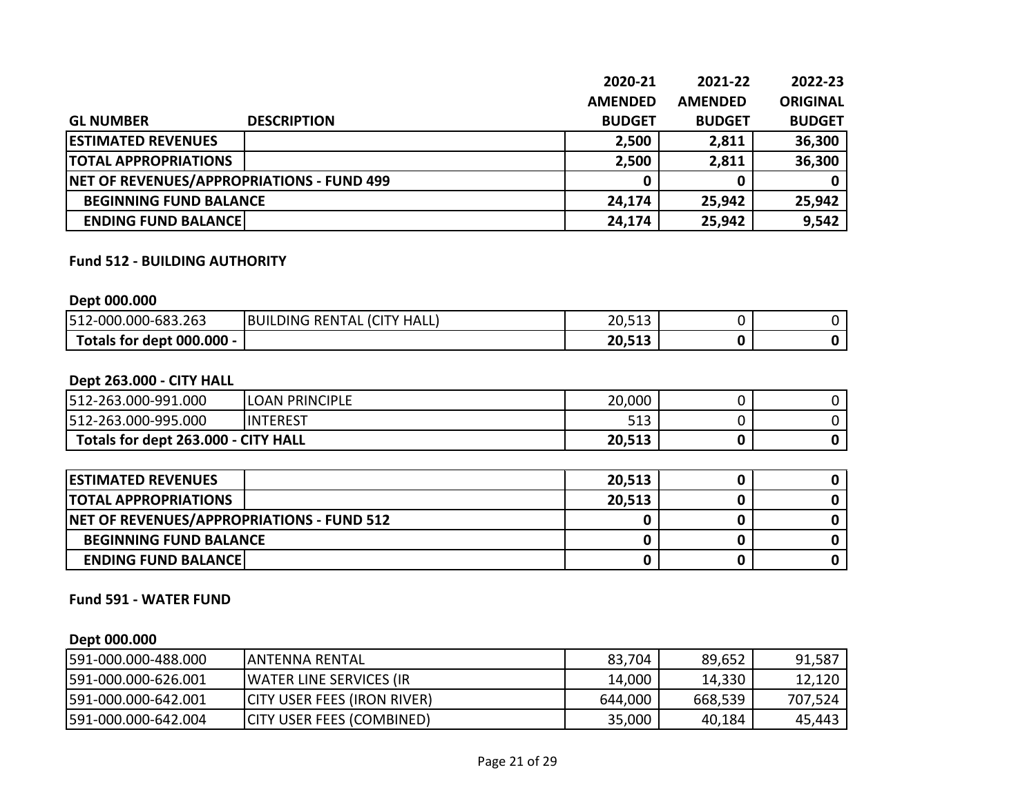| GL NUMBER | DESCRIPTION | 2020-21 AMENDED BUDGET | 2021-22 AMENDED BUDGET | 2022-23 ORIGINAL BUDGET |
|---|---|---|---|---|
| **ESTIMATED REVENUES** | | **2,500** | **2,811** | **36,300** |
| **TOTAL APPROPRIATIONS** | | **2,500** | **2,811** | **36,300** |
| **NET OF REVENUES/APPROPRIATIONS - FUND 499** | | **0** | **0** | **0** |
| **BEGINNING FUND BALANCE** | | **24,174** | **25,942** | **25,942** |
| **ENDING FUND BALANCE** | | **24,174** | **25,942** | **9,542** |

**Fund 512 - BUILDING AUTHORITY**

**Dept 000.000**

| GL NUMBER | DESCRIPTION | 2020-21 AMENDED BUDGET | 2021-22 AMENDED BUDGET | 2022-23 ORIGINAL BUDGET |
|---|---|---|---|---|
| 512-000.000-683.263 | BUILDING RENTAL (CITY HALL) | 20,513 | 0 | 0 |
| **Totals for dept 000.000 -** | | **20,513** | **0** | **0** |

**Dept 263.000 - CITY HALL**

| GL NUMBER | DESCRIPTION | 2020-21 AMENDED BUDGET | 2021-22 AMENDED BUDGET | 2022-23 ORIGINAL BUDGET |
|---|---|---|---|---|
| 512-263.000-991.000 | LOAN PRINCIPLE | 20,000 | 0 | 0 |
| 512-263.000-995.000 | INTEREST | 513 | 0 | 0 |
| **Totals for dept 263.000 - CITY HALL** | | **20,513** | **0** | **0** |

| GL NUMBER | DESCRIPTION | 2020-21 AMENDED BUDGET | 2021-22 AMENDED BUDGET | 2022-23 ORIGINAL BUDGET |
|---|---|---|---|---|
| **ESTIMATED REVENUES** | | **20,513** | **0** | **0** |
| **TOTAL APPROPRIATIONS** | | **20,513** | **0** | **0** |
| **NET OF REVENUES/APPROPRIATIONS - FUND 512** | | **0** | **0** | **0** |
| **BEGINNING FUND BALANCE** | | **0** | **0** | **0** |
| **ENDING FUND BALANCE** | | **0** | **0** | **0** |

**Fund 591 - WATER FUND**

**Dept 000.000**

| GL NUMBER | DESCRIPTION | 2020-21 AMENDED BUDGET | 2021-22 AMENDED BUDGET | 2022-23 ORIGINAL BUDGET |
|---|---|---|---|---|
| 591-000.000-488.000 | ANTENNA RENTAL | 83,704 | 89,652 | 91,587 |
| 591-000.000-626.001 | WATER LINE SERVICES (IR | 14,000 | 14,330 | 12,120 |
| 591-000.000-642.001 | CITY USER FEES (IRON RIVER) | 644,000 | 668,539 | 707,524 |
| 591-000.000-642.004 | CITY USER FEES (COMBINED) | 35,000 | 40,184 | 45,443 |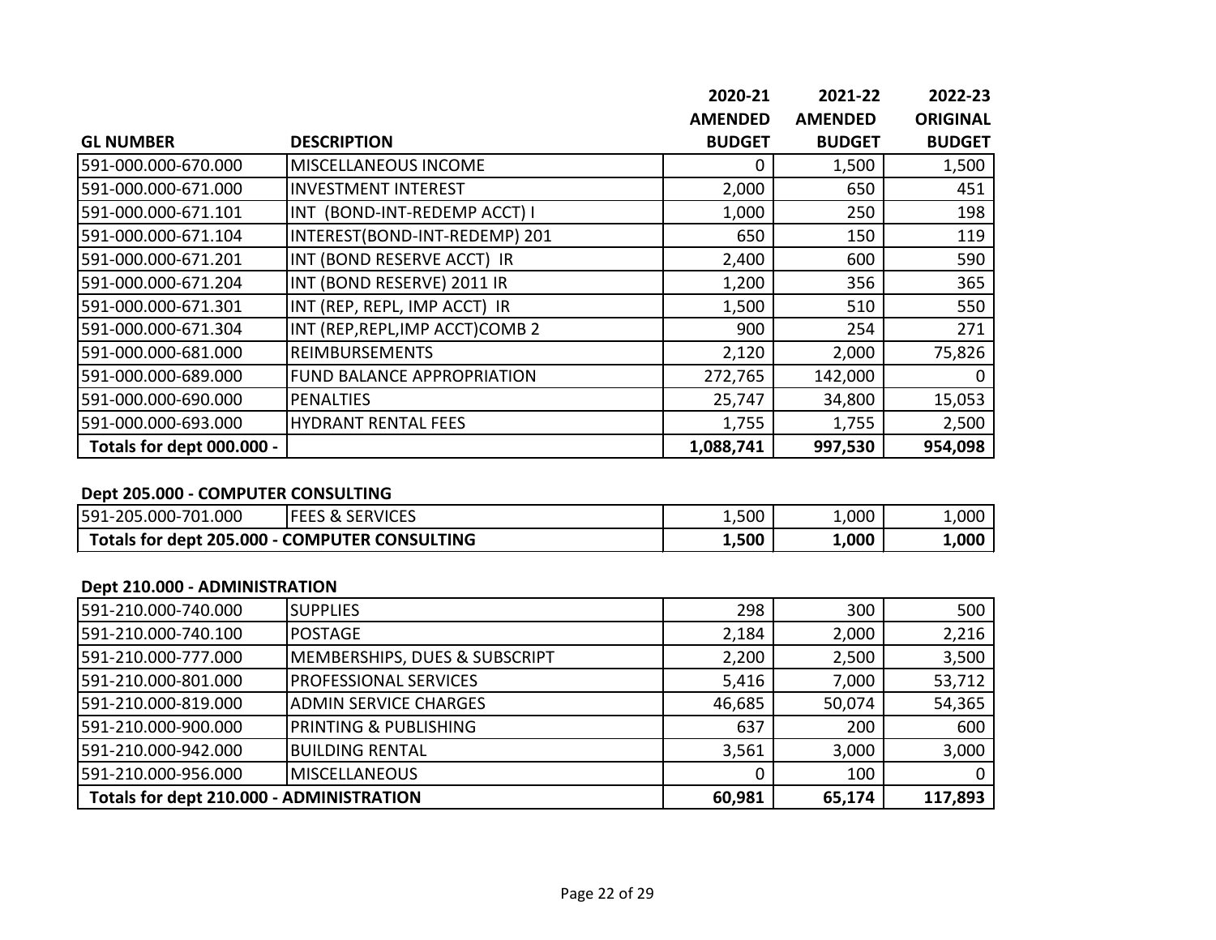| GL NUMBER | DESCRIPTION | 2020-21 AMENDED BUDGET | 2021-22 AMENDED BUDGET | 2022-23 ORIGINAL BUDGET |
|---|---|---|---|---|
| 591-000.000-670.000 | MISCELLANEOUS INCOME | 0 | 1,500 | 1,500 |
| 591-000.000-671.000 | INVESTMENT INTEREST | 2,000 | 650 | 451 |
| 591-000.000-671.101 | INT (BOND-INT-REDEMP ACCT) I | 1,000 | 250 | 198 |
| 591-000.000-671.104 | INTEREST(BOND-INT-REDEMP) 201 | 650 | 150 | 119 |
| 591-000.000-671.201 | INT (BOND RESERVE ACCT) IR | 2,400 | 600 | 590 |
| 591-000.000-671.204 | INT (BOND RESERVE) 2011 IR | 1,200 | 356 | 365 |
| 591-000.000-671.301 | INT (REP, REPL, IMP ACCT) IR | 1,500 | 510 | 550 |
| 591-000.000-671.304 | INT (REP,REPL,IMP ACCT)COMB 2 | 900 | 254 | 271 |
| 591-000.000-681.000 | REIMBURSEMENTS | 2,120 | 2,000 | 75,826 |
| 591-000.000-689.000 | FUND BALANCE APPROPRIATION | 272,765 | 142,000 | 0 |
| 591-000.000-690.000 | PENALTIES | 25,747 | 34,800 | 15,053 |
| 591-000.000-693.000 | HYDRANT RENTAL FEES | 1,755 | 1,755 | 2,500 |
| **Totals for dept 000.000 -** | | **1,088,741** | **997,530** | **954,098** |

**Dept 205.000 - COMPUTER CONSULTING**

| GL NUMBER | DESCRIPTION | 2020-21 AMENDED BUDGET | 2021-22 AMENDED BUDGET | 2022-23 ORIGINAL BUDGET |
|---|---|---|---|---|
| 591-205.000-701.000 | FEES & SERVICES | 1,500 | 1,000 | 1,000 |
| **Totals for dept 205.000 - COMPUTER CONSULTING** | | **1,500** | **1,000** | **1,000** |

**Dept 210.000 - ADMINISTRATION**

| GL NUMBER | DESCRIPTION | 2020-21 AMENDED BUDGET | 2021-22 AMENDED BUDGET | 2022-23 ORIGINAL BUDGET |
|---|---|---|---|---|
| 591-210.000-740.000 | SUPPLIES | 298 | 300 | 500 |
| 591-210.000-740.100 | POSTAGE | 2,184 | 2,000 | 2,216 |
| 591-210.000-777.000 | MEMBERSHIPS, DUES & SUBSCRIPT | 2,200 | 2,500 | 3,500 |
| 591-210.000-801.000 | PROFESSIONAL SERVICES | 5,416 | 7,000 | 53,712 |
| 591-210.000-819.000 | ADMIN SERVICE CHARGES | 46,685 | 50,074 | 54,365 |
| 591-210.000-900.000 | PRINTING & PUBLISHING | 637 | 200 | 600 |
| 591-210.000-942.000 | BUILDING RENTAL | 3,561 | 3,000 | 3,000 |
| 591-210.000-956.000 | MISCELLANEOUS | 0 | 100 | 0 |
| **Totals for dept 210.000 - ADMINISTRATION** | | **60,981** | **65,174** | **117,893** |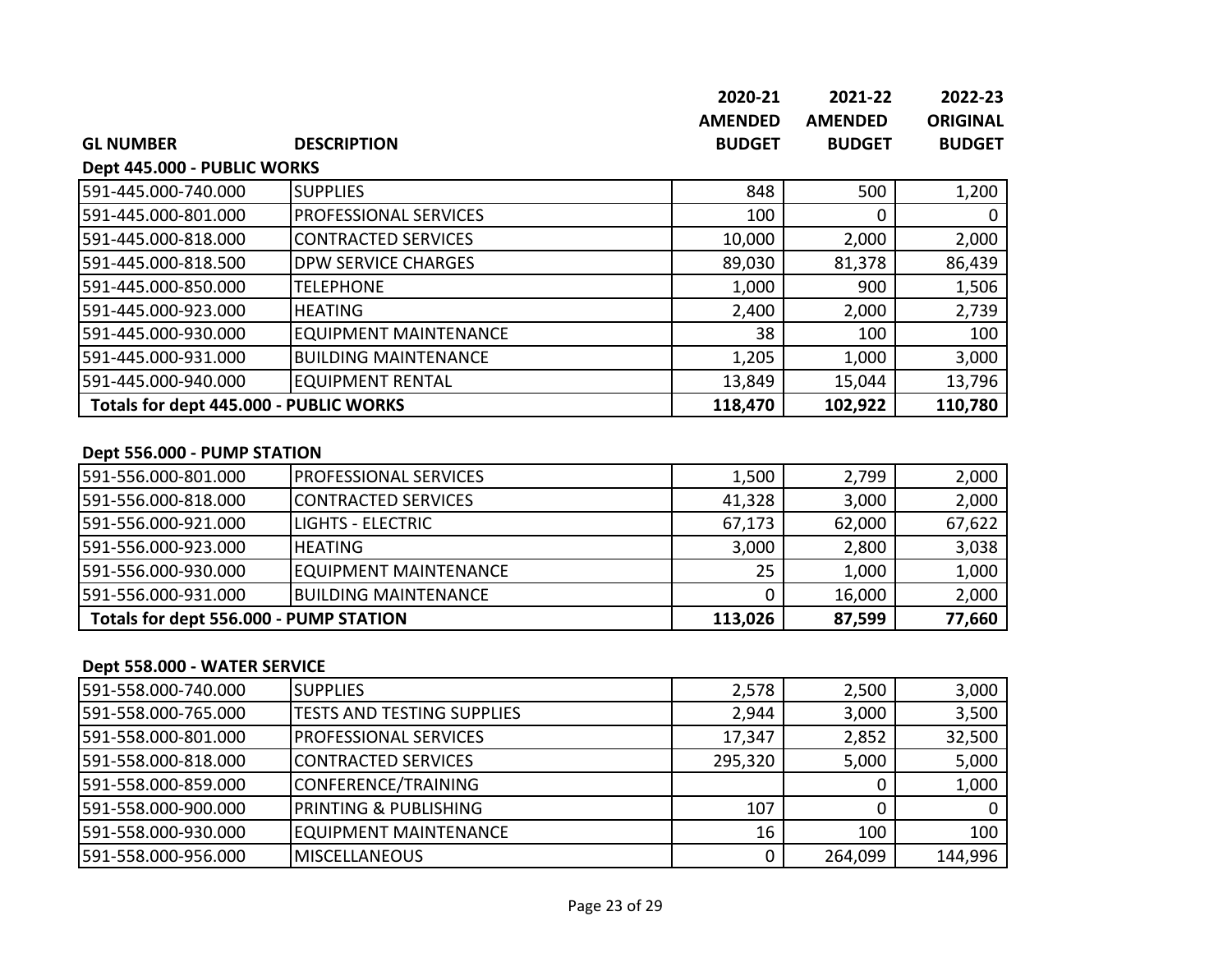| GL NUMBER | DESCRIPTION | 2020-21 AMENDED BUDGET | 2021-22 AMENDED BUDGET | 2022-23 ORIGINAL BUDGET |
|---|---|---|---|---|
| **Dept 445.000 - PUBLIC WORKS** | | | | |
| 591-445.000-740.000 | SUPPLIES | 848 | 500 | 1,200 |
| 591-445.000-801.000 | PROFESSIONAL SERVICES | 100 | 0 | 0 |
| 591-445.000-818.000 | CONTRACTED SERVICES | 10,000 | 2,000 | 2,000 |
| 591-445.000-818.500 | DPW SERVICE CHARGES | 89,030 | 81,378 | 86,439 |
| 591-445.000-850.000 | TELEPHONE | 1,000 | 900 | 1,506 |
| 591-445.000-923.000 | HEATING | 2,400 | 2,000 | 2,739 |
| 591-445.000-930.000 | EQUIPMENT MAINTENANCE | 38 | 100 | 100 |
| 591-445.000-931.000 | BUILDING MAINTENANCE | 1,205 | 1,000 | 3,000 |
| 591-445.000-940.000 | EQUIPMENT RENTAL | 13,849 | 15,044 | 13,796 |
| **Totals for dept 445.000 - PUBLIC WORKS** | | **118,470** | **102,922** | **110,780** |

| GL NUMBER | DESCRIPTION | 2020-21 AMENDED BUDGET | 2021-22 AMENDED BUDGET | 2022-23 ORIGINAL BUDGET |
|---|---|---|---|---|
| **Dept 556.000 - PUMP STATION** | | | | |
| 591-556.000-801.000 | PROFESSIONAL SERVICES | 1,500 | 2,799 | 2,000 |
| 591-556.000-818.000 | CONTRACTED SERVICES | 41,328 | 3,000 | 2,000 |
| 591-556.000-921.000 | LIGHTS - ELECTRIC | 67,173 | 62,000 | 67,622 |
| 591-556.000-923.000 | HEATING | 3,000 | 2,800 | 3,038 |
| 591-556.000-930.000 | EQUIPMENT MAINTENANCE | 25 | 1,000 | 1,000 |
| 591-556.000-931.000 | BUILDING MAINTENANCE | 0 | 16,000 | 2,000 |
| **Totals for dept 556.000 - PUMP STATION** | | **113,026** | **87,599** | **77,660** |

| GL NUMBER | DESCRIPTION | 2020-21 AMENDED BUDGET | 2021-22 AMENDED BUDGET | 2022-23 ORIGINAL BUDGET |
|---|---|---|---|---|
| **Dept 558.000 - WATER SERVICE** | | | | |
| 591-558.000-740.000 | SUPPLIES | 2,578 | 2,500 | 3,000 |
| 591-558.000-765.000 | TESTS AND TESTING SUPPLIES | 2,944 | 3,000 | 3,500 |
| 591-558.000-801.000 | PROFESSIONAL SERVICES | 17,347 | 2,852 | 32,500 |
| 591-558.000-818.000 | CONTRACTED SERVICES | 295,320 | 5,000 | 5,000 |
| 591-558.000-859.000 | CONFERENCE/TRAINING | | 0 | 1,000 |
| 591-558.000-900.000 | PRINTING & PUBLISHING | 107 | 0 | 0 |
| 591-558.000-930.000 | EQUIPMENT MAINTENANCE | 16 | 100 | 100 |
| 591-558.000-956.000 | MISCELLANEOUS | 0 | 264,099 | 144,996 |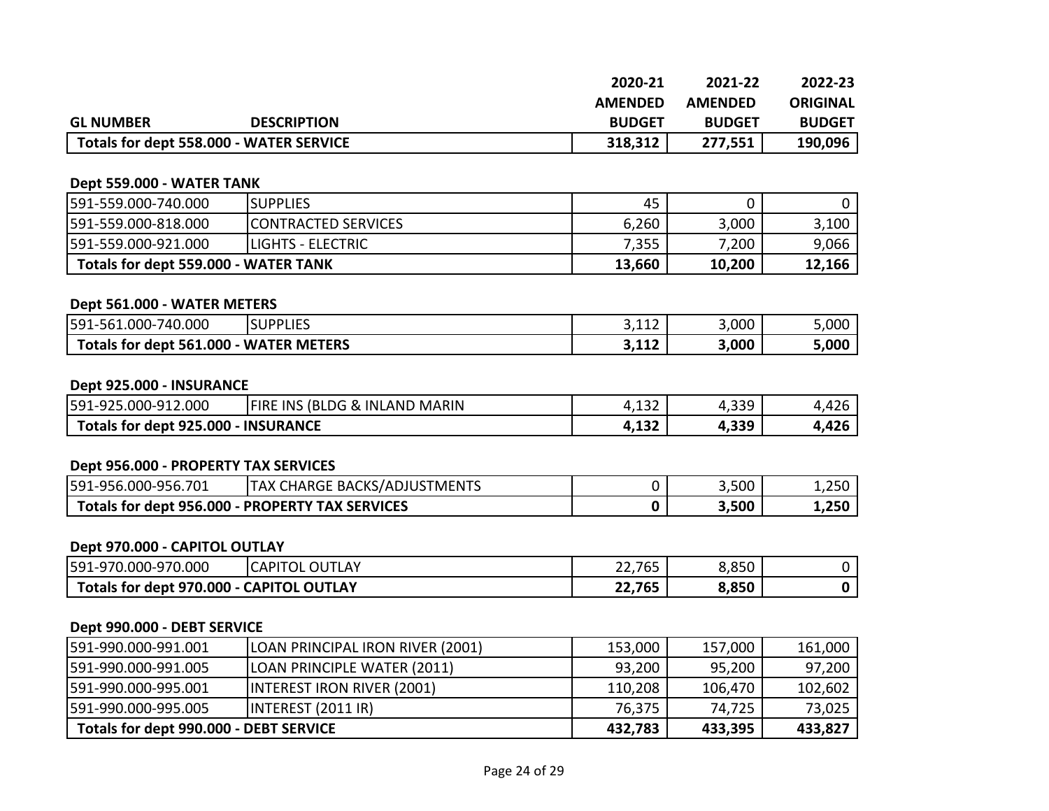| GL NUMBER | DESCRIPTION | 2020-21 AMENDED BUDGET | 2021-22 AMENDED BUDGET | 2022-23 ORIGINAL BUDGET |
|---|---|---|---|---|
| **Totals for dept 558.000 - WATER SERVICE** | | **318,312** | **277,551** | **190,096** |

**Dept 559.000 - WATER TANK**

| GL NUMBER | DESCRIPTION | 2020-21 AMENDED BUDGET | 2021-22 AMENDED BUDGET | 2022-23 ORIGINAL BUDGET |
|---|---|---|---|---|
| 591-559.000-740.000 | SUPPLIES | 45 | 0 | 0 |
| 591-559.000-818.000 | CONTRACTED SERVICES | 6,260 | 3,000 | 3,100 |
| 591-559.000-921.000 | LIGHTS - ELECTRIC | 7,355 | 7,200 | 9,066 |
| **Totals for dept 559.000 - WATER TANK** | | **13,660** | **10,200** | **12,166** |

**Dept 561.000 - WATER METERS**

| GL NUMBER | DESCRIPTION | 2020-21 AMENDED BUDGET | 2021-22 AMENDED BUDGET | 2022-23 ORIGINAL BUDGET |
|---|---|---|---|---|
| 591-561.000-740.000 | SUPPLIES | 3,112 | 3,000 | 5,000 |
| **Totals for dept 561.000 - WATER METERS** | | **3,112** | **3,000** | **5,000** |

**Dept 925.000 - INSURANCE**

| GL NUMBER | DESCRIPTION | 2020-21 AMENDED BUDGET | 2021-22 AMENDED BUDGET | 2022-23 ORIGINAL BUDGET |
|---|---|---|---|---|
| 591-925.000-912.000 | FIRE INS (BLDG & INLAND MARIN | 4,132 | 4,339 | 4,426 |
| **Totals for dept 925.000 - INSURANCE** | | **4,132** | **4,339** | **4,426** |

**Dept 956.000 - PROPERTY TAX SERVICES**

| GL NUMBER | DESCRIPTION | 2020-21 AMENDED BUDGET | 2021-22 AMENDED BUDGET | 2022-23 ORIGINAL BUDGET |
|---|---|---|---|---|
| 591-956.000-956.701 | TAX CHARGE BACKS/ADJUSTMENTS | 0 | 3,500 | 1,250 |
| **Totals for dept 956.000 - PROPERTY TAX SERVICES** | | **0** | **3,500** | **1,250** |

**Dept 970.000 - CAPITOL OUTLAY**

| GL NUMBER | DESCRIPTION | 2020-21 AMENDED BUDGET | 2021-22 AMENDED BUDGET | 2022-23 ORIGINAL BUDGET |
|---|---|---|---|---|
| 591-970.000-970.000 | CAPITOL OUTLAY | 22,765 | 8,850 | 0 |
| **Totals for dept 970.000 - CAPITOL OUTLAY** | | **22,765** | **8,850** | **0** |

**Dept 990.000 - DEBT SERVICE**

| GL NUMBER | DESCRIPTION | 2020-21 AMENDED BUDGET | 2021-22 AMENDED BUDGET | 2022-23 ORIGINAL BUDGET |
|---|---|---|---|---|
| 591-990.000-991.001 | LOAN PRINCIPAL IRON RIVER (2001) | 153,000 | 157,000 | 161,000 |
| 591-990.000-991.005 | LOAN PRINCIPLE WATER (2011) | 93,200 | 95,200 | 97,200 |
| 591-990.000-995.001 | INTEREST IRON RIVER (2001) | 110,208 | 106,470 | 102,602 |
| 591-990.000-995.005 | INTEREST (2011 IR) | 76,375 | 74,725 | 73,025 |
| **Totals for dept 990.000 - DEBT SERVICE** | | **432,783** | **433,395** | **433,827** |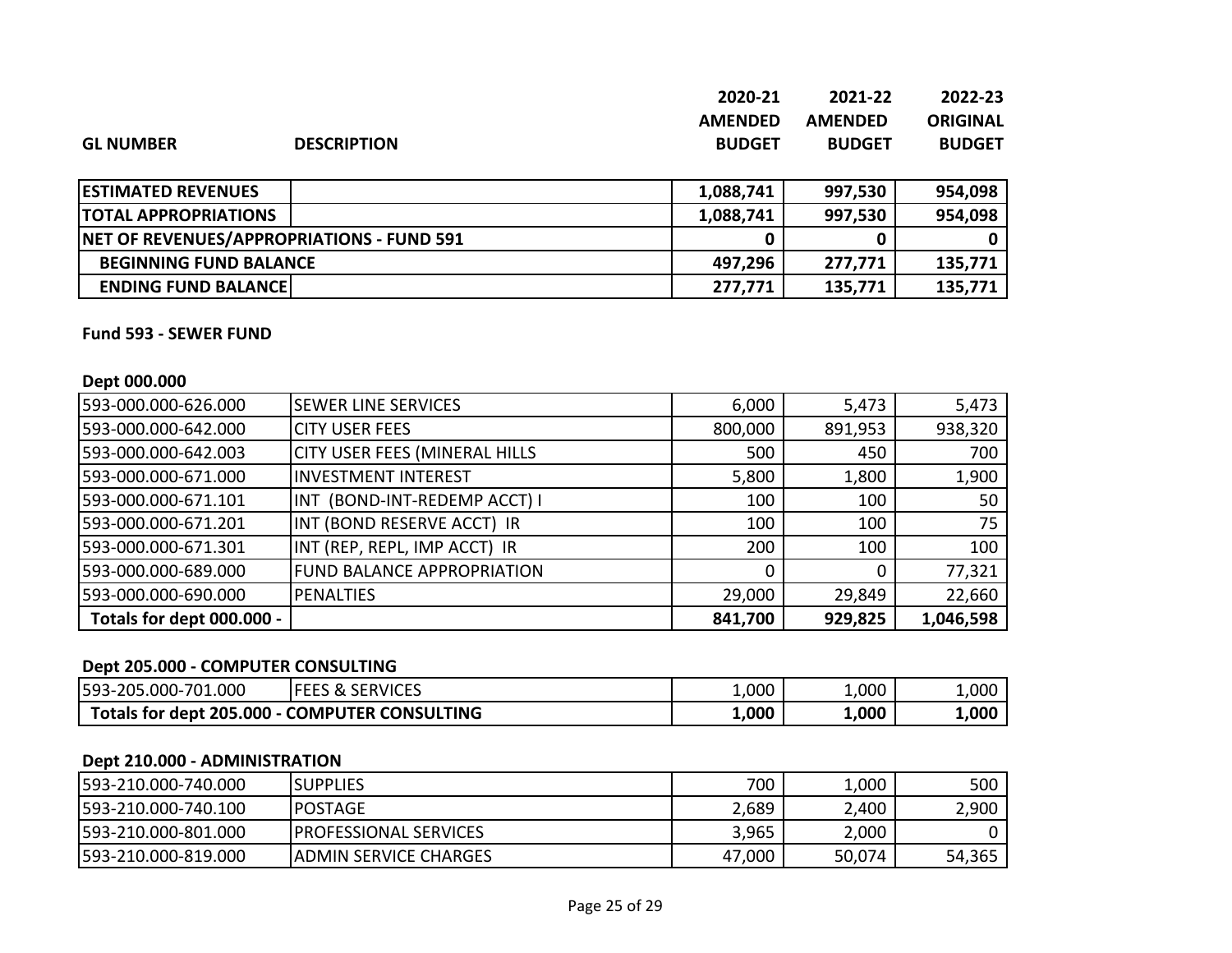| GL NUMBER | DESCRIPTION | 2020-21 AMENDED BUDGET | 2021-22 AMENDED BUDGET | 2022-23 ORIGINAL BUDGET |
|---|---|---|---|---|
| **ESTIMATED REVENUES** | | **1,088,741** | **997,530** | **954,098** |
| **TOTAL APPROPRIATIONS** | | **1,088,741** | **997,530** | **954,098** |
| **NET OF REVENUES/APPROPRIATIONS - FUND 591** | | **0** | **0** | **0** |
| **BEGINNING FUND BALANCE** | | **497,296** | **277,771** | **135,771** |
| **ENDING FUND BALANCE** | | **277,771** | **135,771** | **135,771** |

**Fund 593 - SEWER FUND**

**Dept 000.000**

| GL NUMBER | DESCRIPTION | 2020-21 AMENDED BUDGET | 2021-22 AMENDED BUDGET | 2022-23 ORIGINAL BUDGET |
|---|---|---|---|---|
| 593-000.000-626.000 | SEWER LINE SERVICES | 6,000 | 5,473 | 5,473 |
| 593-000.000-642.000 | CITY USER FEES | 800,000 | 891,953 | 938,320 |
| 593-000.000-642.003 | CITY USER FEES (MINERAL HILLS | 500 | 450 | 700 |
| 593-000.000-671.000 | INVESTMENT INTEREST | 5,800 | 1,800 | 1,900 |
| 593-000.000-671.101 | INT (BOND-INT-REDEMP ACCT) I | 100 | 100 | 50 |
| 593-000.000-671.201 | INT (BOND RESERVE ACCT) IR | 100 | 100 | 75 |
| 593-000.000-671.301 | INT (REP, REPL, IMP ACCT) IR | 200 | 100 | 100 |
| 593-000.000-689.000 | FUND BALANCE APPROPRIATION | 0 | 0 | 77,321 |
| 593-000.000-690.000 | PENALTIES | 29,000 | 29,849 | 22,660 |
| **Totals for dept 000.000 -** | | **841,700** | **929,825** | **1,046,598** |

**Dept 205.000 - COMPUTER CONSULTING**

| GL NUMBER | DESCRIPTION | 2020-21 AMENDED BUDGET | 2021-22 AMENDED BUDGET | 2022-23 ORIGINAL BUDGET |
|---|---|---|---|---|
| 593-205.000-701.000 | FEES & SERVICES | 1,000 | 1,000 | 1,000 |
| **Totals for dept 205.000 - COMPUTER CONSULTING** | | **1,000** | **1,000** | **1,000** |

**Dept 210.000 - ADMINISTRATION**

| GL NUMBER | DESCRIPTION | 2020-21 AMENDED BUDGET | 2021-22 AMENDED BUDGET | 2022-23 ORIGINAL BUDGET |
|---|---|---|---|---|
| 593-210.000-740.000 | SUPPLIES | 700 | 1,000 | 500 |
| 593-210.000-740.100 | POSTAGE | 2,689 | 2,400 | 2,900 |
| 593-210.000-801.000 | PROFESSIONAL SERVICES | 3,965 | 2,000 | 0 |
| 593-210.000-819.000 | ADMIN SERVICE CHARGES | 47,000 | 50,074 | 54,365 |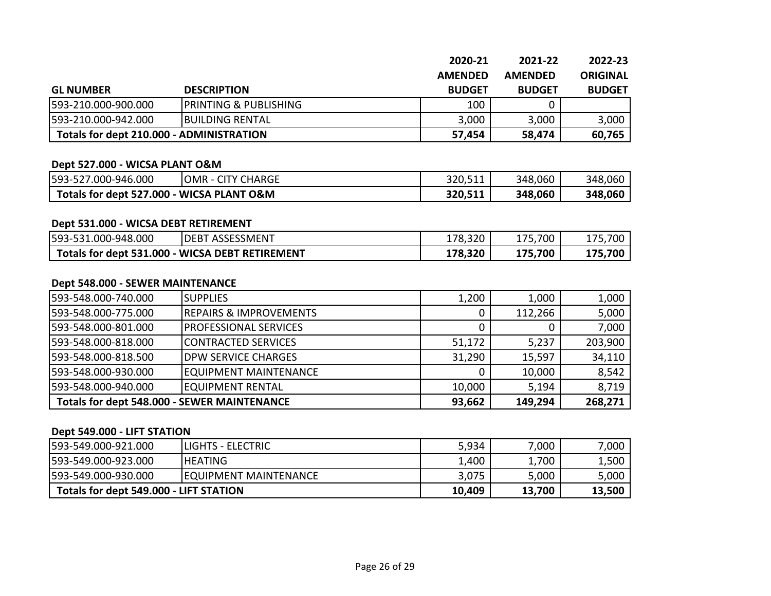| GL NUMBER | DESCRIPTION | 2020-21 AMENDED BUDGET | 2021-22 AMENDED BUDGET | 2022-23 ORIGINAL BUDGET |
|---|---|---|---|---|
| 593-210.000-900.000 | PRINTING & PUBLISHING | 100 | 0 | |
| 593-210.000-942.000 | BUILDING RENTAL | 3,000 | 3,000 | 3,000 |
| **Totals for dept 210.000 - ADMINISTRATION** | | **57,454** | **58,474** | **60,765** |

**Dept 527.000 - WICSA PLANT O&M**

| GL NUMBER | DESCRIPTION | 2020-21 AMENDED BUDGET | 2021-22 AMENDED BUDGET | 2022-23 ORIGINAL BUDGET |
|---|---|---|---|---|
| 593-527.000-946.000 | OMR - CITY CHARGE | 320,511 | 348,060 | 348,060 |
| **Totals for dept 527.000 - WICSA PLANT O&M** | | **320,511** | **348,060** | **348,060** |

**Dept 531.000 - WICSA DEBT RETIREMENT**

| GL NUMBER | DESCRIPTION | 2020-21 AMENDED BUDGET | 2021-22 AMENDED BUDGET | 2022-23 ORIGINAL BUDGET |
|---|---|---|---|---|
| 593-531.000-948.000 | DEBT ASSESSMENT | 178,320 | 175,700 | 175,700 |
| **Totals for dept 531.000 - WICSA DEBT RETIREMENT** | | **178,320** | **175,700** | **175,700** |

**Dept 548.000 - SEWER MAINTENANCE**

| GL NUMBER | DESCRIPTION | 2020-21 AMENDED BUDGET | 2021-22 AMENDED BUDGET | 2022-23 ORIGINAL BUDGET |
|---|---|---|---|---|
| 593-548.000-740.000 | SUPPLIES | 1,200 | 1,000 | 1,000 |
| 593-548.000-775.000 | REPAIRS & IMPROVEMENTS | 0 | 112,266 | 5,000 |
| 593-548.000-801.000 | PROFESSIONAL SERVICES | 0 | 0 | 7,000 |
| 593-548.000-818.000 | CONTRACTED SERVICES | 51,172 | 5,237 | 203,900 |
| 593-548.000-818.500 | DPW SERVICE CHARGES | 31,290 | 15,597 | 34,110 |
| 593-548.000-930.000 | EQUIPMENT MAINTENANCE | 0 | 10,000 | 8,542 |
| 593-548.000-940.000 | EQUIPMENT RENTAL | 10,000 | 5,194 | 8,719 |
| **Totals for dept 548.000 - SEWER MAINTENANCE** | | **93,662** | **149,294** | **268,271** |

**Dept 549.000 - LIFT STATION**

| GL NUMBER | DESCRIPTION | 2020-21 AMENDED BUDGET | 2021-22 AMENDED BUDGET | 2022-23 ORIGINAL BUDGET |
|---|---|---|---|---|
| 593-549.000-921.000 | LIGHTS - ELECTRIC | 5,934 | 7,000 | 7,000 |
| 593-549.000-923.000 | HEATING | 1,400 | 1,700 | 1,500 |
| 593-549.000-930.000 | EQUIPMENT MAINTENANCE | 3,075 | 5,000 | 5,000 |
| **Totals for dept 549.000 - LIFT STATION** | | **10,409** | **13,700** | **13,500** |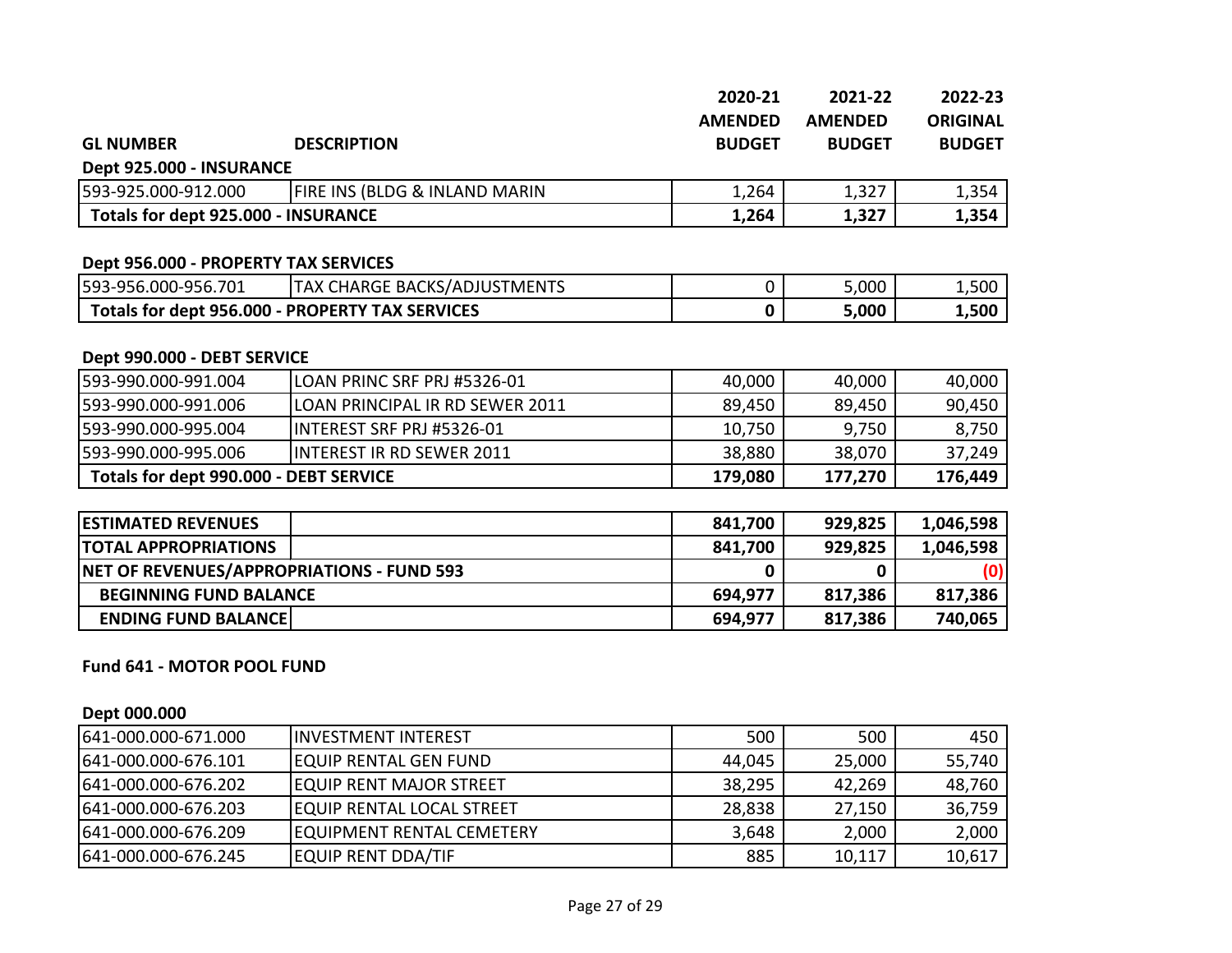| GL NUMBER | DESCRIPTION | 2020-21 AMENDED BUDGET | 2021-22 AMENDED BUDGET | 2022-23 ORIGINAL BUDGET |
|---|---|---|---|---|
| **Dept 925.000 - INSURANCE** | | | | |
| 593-925.000-912.000 | FIRE INS (BLDG & INLAND MARIN | 1,264 | 1,327 | 1,354 |
| **Totals for dept 925.000 - INSURANCE** | | **1,264** | **1,327** | **1,354** |
| | | | | |
| **Dept 956.000 - PROPERTY TAX SERVICES** | | | | |
| 593-956.000-956.701 | TAX CHARGE BACKS/ADJUSTMENTS | 0 | 5,000 | 1,500 |
| **Totals for dept 956.000 - PROPERTY TAX SERVICES** | | **0** | **5,000** | **1,500** |
| | | | | |
| **Dept 990.000 - DEBT SERVICE** | | | | |
| 593-990.000-991.004 | LOAN PRINC SRF PRJ #5326-01 | 40,000 | 40,000 | 40,000 |
| 593-990.000-991.006 | LOAN PRINCIPAL IR RD SEWER 2011 | 89,450 | 89,450 | 90,450 |
| 593-990.000-995.004 | INTEREST SRF PRJ #5326-01 | 10,750 | 9,750 | 8,750 |
| 593-990.000-995.006 | INTEREST IR RD SEWER 2011 | 38,880 | 38,070 | 37,249 |
| **Totals for dept 990.000 - DEBT SERVICE** | | **179,080** | **177,270** | **176,449** |
| | | | | |
| **ESTIMATED REVENUES** | | **841,700** | **929,825** | **1,046,598** |
| **TOTAL APPROPRIATIONS** | | **841,700** | **929,825** | **1,046,598** |
| **NET OF REVENUES/APPROPRIATIONS - FUND 593** | | **0** | **0** | **(0)** |
| **BEGINNING FUND BALANCE** | | **694,977** | **817,386** | **817,386** |
| **ENDING FUND BALANCE** | | **694,977** | **817,386** | **740,065** |

**Fund 641 - MOTOR POOL FUND**

**Dept 000.000**

| GL NUMBER | DESCRIPTION | 2020-21 AMENDED BUDGET | 2021-22 AMENDED BUDGET | 2022-23 ORIGINAL BUDGET |
|---|---|---|---|---|
| 641-000.000-671.000 | INVESTMENT INTEREST | 500 | 500 | 450 |
| 641-000.000-676.101 | EQUIP RENTAL GEN FUND | 44,045 | 25,000 | 55,740 |
| 641-000.000-676.202 | EQUIP RENT MAJOR STREET | 38,295 | 42,269 | 48,760 |
| 641-000.000-676.203 | EQUIP RENTAL LOCAL STREET | 28,838 | 27,150 | 36,759 |
| 641-000.000-676.209 | EQUIPMENT RENTAL CEMETERY | 3,648 | 2,000 | 2,000 |
| 641-000.000-676.245 | EQUIP RENT DDA/TIF | 885 | 10,117 | 10,617 |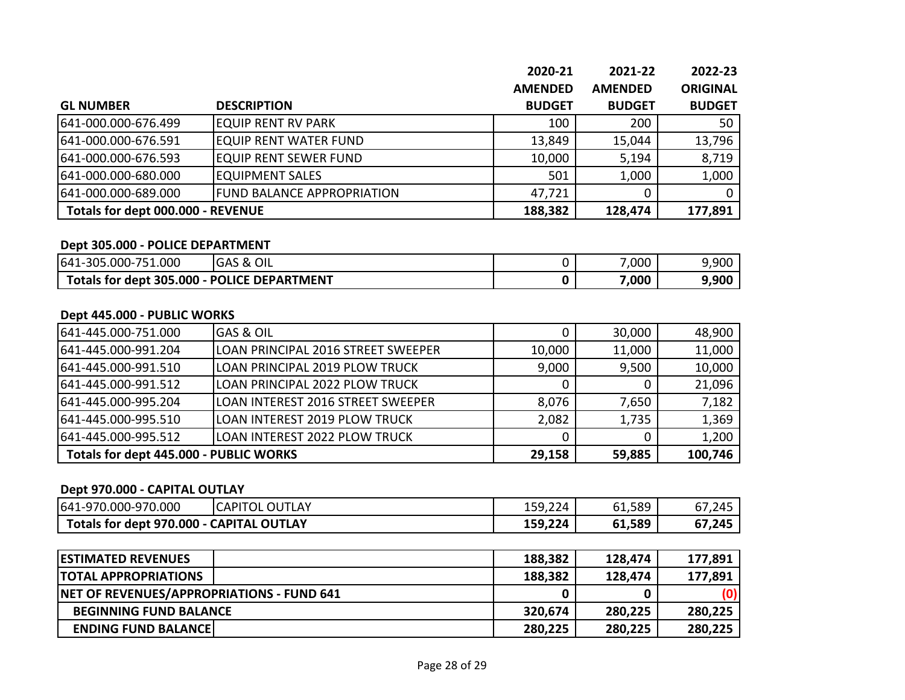| GL NUMBER | DESCRIPTION | 2020-21 AMENDED BUDGET | 2021-22 AMENDED BUDGET | 2022-23 ORIGINAL BUDGET |
|---|---|---|---|---|
| 641-000.000-676.499 | EQUIP RENT RV PARK | 100 | 200 | 50 |
| 641-000.000-676.591 | EQUIP RENT WATER FUND | 13,849 | 15,044 | 13,796 |
| 641-000.000-676.593 | EQUIP RENT SEWER FUND | 10,000 | 5,194 | 8,719 |
| 641-000.000-680.000 | EQUIPMENT SALES | 501 | 1,000 | 1,000 |
| 641-000.000-689.000 | FUND BALANCE APPROPRIATION | 47,721 | 0 | 0 |
| **Totals for dept 000.000 - REVENUE** | | **188,382** | **128,474** | **177,891** |

**Dept 305.000 - POLICE DEPARTMENT**

| GL NUMBER | DESCRIPTION | 2020-21 AMENDED BUDGET | 2021-22 AMENDED BUDGET | 2022-23 ORIGINAL BUDGET |
|---|---|---|---|---|
| 641-305.000-751.000 | GAS & OIL | 0 | 7,000 | 9,900 |
| **Totals for dept 305.000 - POLICE DEPARTMENT** | | **0** | **7,000** | **9,900** |

**Dept 445.000 - PUBLIC WORKS**

| GL NUMBER | DESCRIPTION | 2020-21 AMENDED BUDGET | 2021-22 AMENDED BUDGET | 2022-23 ORIGINAL BUDGET |
|---|---|---|---|---|
| 641-445.000-751.000 | GAS & OIL | 0 | 30,000 | 48,900 |
| 641-445.000-991.204 | LOAN PRINCIPAL 2016 STREET SWEEPER | 10,000 | 11,000 | 11,000 |
| 641-445.000-991.510 | LOAN PRINCIPAL 2019 PLOW TRUCK | 9,000 | 9,500 | 10,000 |
| 641-445.000-991.512 | LOAN PRINCIPAL 2022 PLOW TRUCK | 0 | 0 | 21,096 |
| 641-445.000-995.204 | LOAN INTEREST 2016 STREET SWEEPER | 8,076 | 7,650 | 7,182 |
| 641-445.000-995.510 | LOAN INTEREST 2019 PLOW TRUCK | 2,082 | 1,735 | 1,369 |
| 641-445.000-995.512 | LOAN INTEREST 2022 PLOW TRUCK | 0 | 0 | 1,200 |
| **Totals for dept 445.000 - PUBLIC WORKS** | | **29,158** | **59,885** | **100,746** |

**Dept 970.000 - CAPITAL OUTLAY**

| GL NUMBER | DESCRIPTION | 2020-21 AMENDED BUDGET | 2021-22 AMENDED BUDGET | 2022-23 ORIGINAL BUDGET |
|---|---|---|---|---|
| 641-970.000-970.000 | CAPITOL OUTLAY | 159,224 | 61,589 | 67,245 |
| **Totals for dept 970.000 - CAPITAL OUTLAY** | | **159,224** | **61,589** | **67,245** |

| | | 2020-21 AMENDED BUDGET | 2021-22 AMENDED BUDGET | 2022-23 ORIGINAL BUDGET |
|---|---|---|---|---|
| **ESTIMATED REVENUES** | | **188,382** | **128,474** | **177,891** |
| **TOTAL APPROPRIATIONS** | | **188,382** | **128,474** | **177,891** |
| **NET OF REVENUES/APPROPRIATIONS - FUND 641** | | **0** | **0** | **(0)** |
| **BEGINNING FUND BALANCE** | | **320,674** | **280,225** | **280,225** |
| **ENDING FUND BALANCE** | | **280,225** | **280,225** | **280,225** |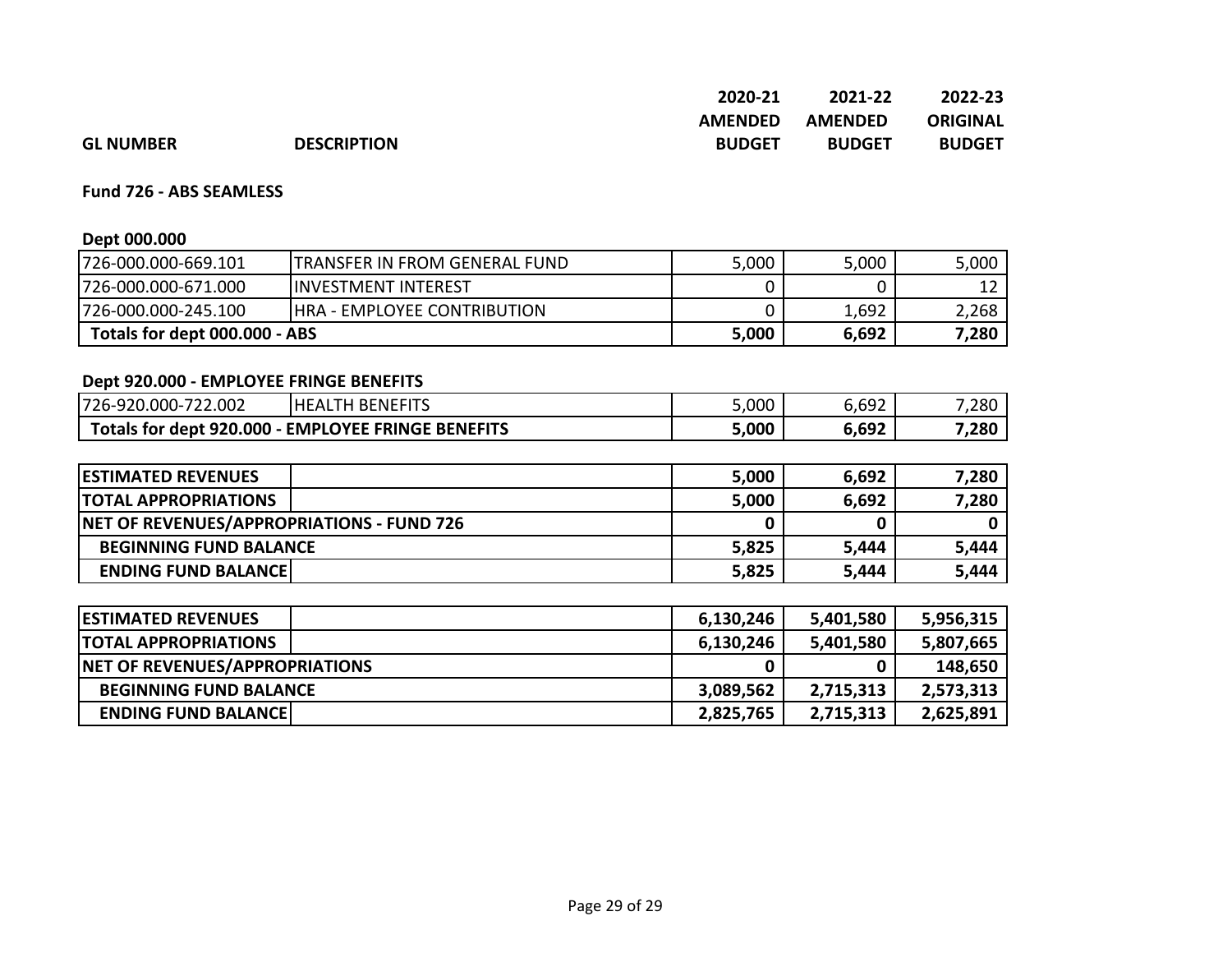| GL NUMBER | DESCRIPTION | 2020-21 AMENDED BUDGET | 2021-22 AMENDED BUDGET | 2022-23 ORIGINAL BUDGET |
|---|---|---|---|---|

**Fund 726 - ABS SEAMLESS**

**Dept 000.000**

| GL NUMBER | DESCRIPTION | 2020-21 AMENDED BUDGET | 2021-22 AMENDED BUDGET | 2022-23 ORIGINAL BUDGET |
|---|---|---|---|---|
| 726-000.000-669.101 | TRANSFER IN FROM GENERAL FUND | 5,000 | 5,000 | 5,000 |
| 726-000.000-671.000 | INVESTMENT INTEREST | 0 | 0 | 12 |
| 726-000.000-245.100 | HRA - EMPLOYEE CONTRIBUTION | 0 | 1,692 | 2,268 |
| **Totals for dept 000.000 - ABS** | | **5,000** | **6,692** | **7,280** |

**Dept 920.000 - EMPLOYEE FRINGE BENEFITS**

| GL NUMBER | DESCRIPTION | 2020-21 AMENDED BUDGET | 2021-22 AMENDED BUDGET | 2022-23 ORIGINAL BUDGET |
|---|---|---|---|---|
| 726-920.000-722.002 | HEALTH BENEFITS | 5,000 | 6,692 | 7,280 |
| **Totals for dept 920.000 - EMPLOYEE FRINGE BENEFITS** | | **5,000** | **6,692** | **7,280** |

| | | 2020-21 AMENDED BUDGET | 2021-22 AMENDED BUDGET | 2022-23 ORIGINAL BUDGET |
|---|---|---|---|---|
| **ESTIMATED REVENUES** | | **5,000** | **6,692** | **7,280** |
| **TOTAL APPROPRIATIONS** | | **5,000** | **6,692** | **7,280** |
| **NET OF REVENUES/APPROPRIATIONS - FUND 726** | | **0** | **0** | **0** |
| **BEGINNING FUND BALANCE** | | **5,825** | **5,444** | **5,444** |
| **ENDING FUND BALANCE** | | **5,825** | **5,444** | **5,444** |

| | | 2020-21 AMENDED BUDGET | 2021-22 AMENDED BUDGET | 2022-23 ORIGINAL BUDGET |
|---|---|---|---|---|
| **ESTIMATED REVENUES** | | **6,130,246** | **5,401,580** | **5,956,315** |
| **TOTAL APPROPRIATIONS** | | **6,130,246** | **5,401,580** | **5,807,665** |
| **NET OF REVENUES/APPROPRIATIONS** | | **0** | **0** | **148,650** |
| **BEGINNING FUND BALANCE** | | **3,089,562** | **2,715,313** | **2,573,313** |
| **ENDING FUND BALANCE** | | **2,825,765** | **2,715,313** | **2,625,891** |